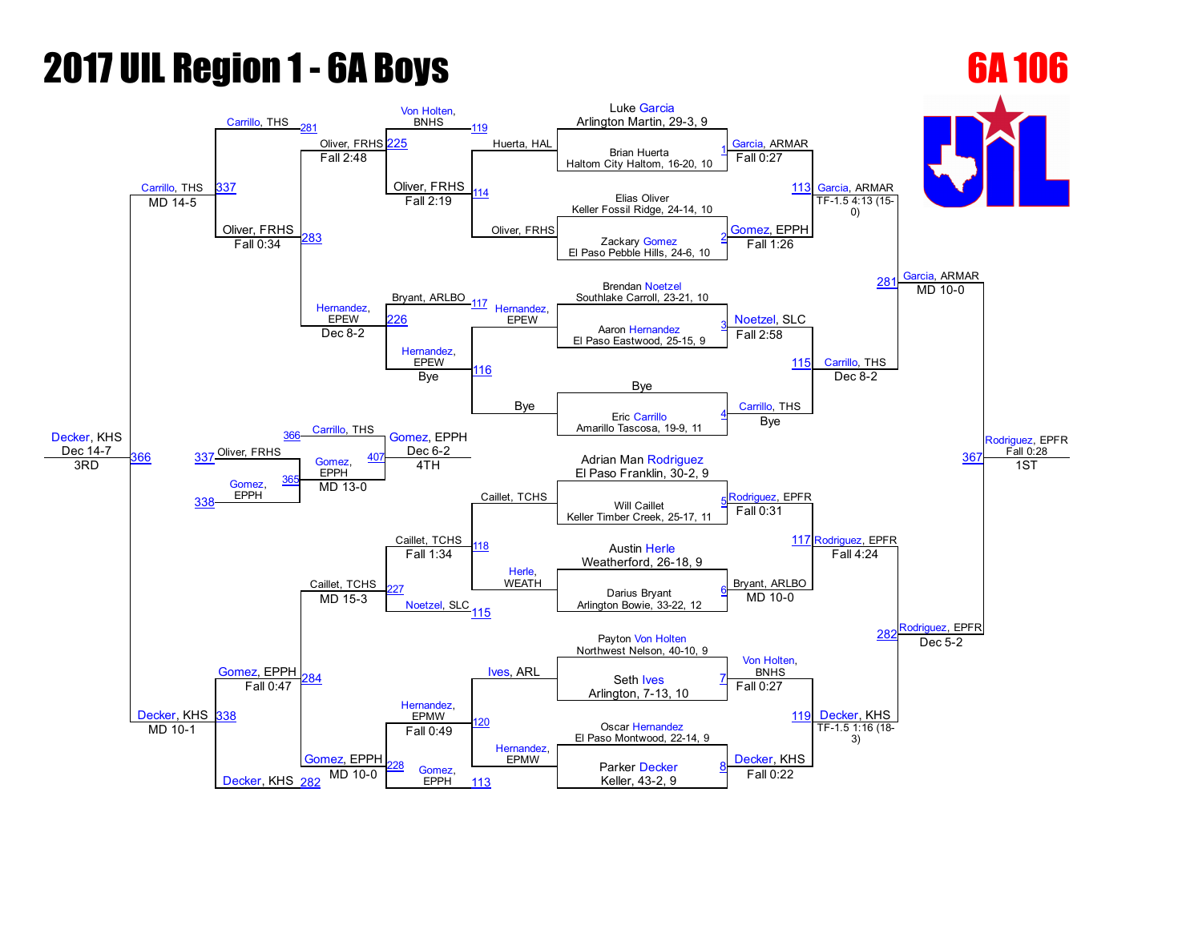# 2017 UIL Region 1 - 6A Boys

## 6A 106

### Championship Bracket

**First Round / Quarterfinals**

| Bout | Wrestler 1 | Wrestler 2 | Winner | Result |
|---|---|---|---|---|
| 1 | Luke Garcia, Arlington Martin, 29-3, 9 | Brian Huerta, Haltom City Haltom, 16-20, 10 | Garcia, ARMAR | Fall 0:27 |
| 2 | Elias Oliver, Keller Fossil Ridge, 24-14, 10 | Zackary Gomez, El Paso Pebble Hills, 24-6, 10 | Gomez, EPPH | Fall 1:26 |
| 3 | Brendan Noetzel, Southlake Carroll, 23-21, 10 | Aaron Hernandez, El Paso Eastwood, 25-15, 9 | Noetzel, SLC | Fall 2:58 |
| 4 | Bye | Eric Carrillo, Amarillo Tascosa, 19-9, 11 | Carrillo, THS | Bye |
| 5 | Adrian Man Rodriguez, El Paso Franklin, 30-2, 9 | Will Caillet, Keller Timber Creek, 25-17, 11 | Rodriguez, EPFR | Fall 0:31 |
| 6 | Austin Herle, Weatherford, 26-18, 9 | Darius Bryant, Arlington Bowie, 33-22, 12 | Bryant, ARLBO | MD 10-0 |
| 7 | Payton Von Holten, Northwest Nelson, 40-10, 9 | Seth Ives, Arlington, 7-13, 10 | Von Holten, BNHS | Fall 0:27 |
| 8 | Oscar Hernandez, El Paso Montwood, 22-14, 9 | Parker Decker, Keller, 43-2, 9 | Decker, KHS | Fall 0:22 |

**Semifinals**

| Bout | Wrestler 1 | Wrestler 2 | Winner | Result |
|---|---|---|---|---|
| 113 | Garcia, ARMAR | Gomez, EPPH | Garcia, ARMAR | TF-1.5 4:13 (15-0) |
| 115 | Noetzel, SLC | Carrillo, THS | Carrillo, THS | Dec 8-2 |
| 117 | Rodriguez, EPFR | Bryant, ARLBO | Rodriguez, EPFR | Fall 4:24 |
| 119 | Von Holten, BNHS | Decker, KHS | Decker, KHS | TF-1.5 1:16 (18-3) |

**Finals**

| Bout | Wrestler 1 | Wrestler 2 | Winner | Result |
|---|---|---|---|---|
| 281 | Garcia, ARMAR | Carrillo, THS | Garcia, ARMAR | MD 10-0 |
| 282 | Rodriguez, EPFR | Decker, KHS | Rodriguez, EPFR | Dec 5-2 |
| 367 | Garcia, ARMAR | Rodriguez, EPFR | Rodriguez, EPFR | Fall 0:28 — 1ST |

### Consolation Bracket

| Bout | Wrestler 1 | Wrestler 2 | Winner | Result |
|---|---|---|---|---|
| 114 | Huerta, HAL | Oliver, FRHS | Oliver, FRHS | Fall 2:19 |
| 116 | Hernandez, EPEW | Bye | Hernandez, EPEW | Bye |
| 118 | Caillet, TCHS | Herle, WEATH | Caillet, TCHS | Fall 1:34 |
| 120 | Ives, ARL | Hernandez, EPMW | Hernandez, EPMW | Fall 0:49 |
| 225 | Von Holten, BNHS (119) | Oliver, FRHS (114) | Oliver, FRHS | Fall 2:48 |
| 226 | Bryant, ARLBO (117) | Hernandez, EPEW (116) | Hernandez, EPEW | Dec 8-2 |
| 227 | Caillet, TCHS (118) | Noetzel, SLC (115) | Caillet, TCHS | MD 15-3 |
| 228 | Hernandez, EPMW (120) | Gomez, EPPH (113) | Gomez, EPPH | MD 10-0 |
| 283 | Oliver, FRHS | Hernandez, EPEW | Oliver, FRHS | Fall 0:34 |
| 284 | Caillet, TCHS | Gomez, EPPH | Gomez, EPPH | Fall 0:47 |
| 337 | Carrillo, THS (281) | Oliver, FRHS (283) | Carrillo, THS | MD 14-5 |
| 338 | Gomez, EPPH (284) | Decker, KHS (282) | Decker, KHS | MD 10-1 |
| 366 | Carrillo, THS | Decker, KHS | Decker, KHS | Dec 14-7 — 3RD |
| 365 | Oliver, FRHS (337) | Gomez, EPPH (338) | Gomez, EPPH | MD 13-0 |
| 407 | Carrillo, THS (366) | Gomez, EPPH (365) | Gomez, EPPH | Dec 6-2 — 4TH |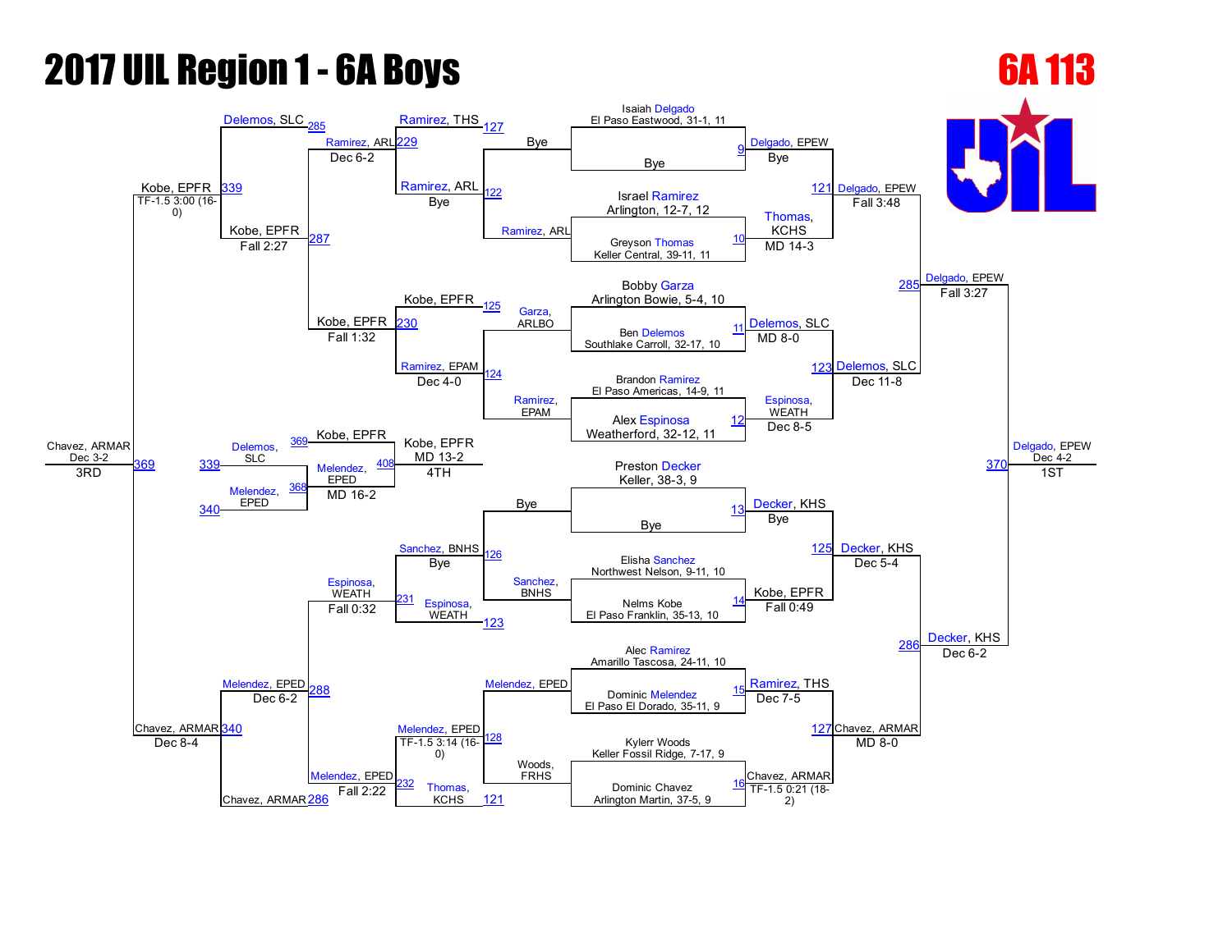# 2017 UIL Region 1 - 6A Boys

## 6A 113

### Championship Bracket

**First Round**

| Bout | Wrestler | Opponent | Winner | Result |
|---|---|---|---|---|
| 9 | Isaiah Delgado, El Paso Eastwood, 31-1, 11 | Bye | Delgado, EPEW | Bye |
| 10 | Israel Ramirez, Arlington, 12-7, 12 | Greyson Thomas, Keller Central, 39-11, 11 | Thomas, KCHS | MD 14-3 |
| 11 | Bobby Garza, Arlington Bowie, 5-4, 10 | Ben Delemos, Southlake Carroll, 32-17, 10 | Delemos, SLC | MD 8-0 |
| 12 | Brandon Ramirez, El Paso Americas, 14-9, 11 | Alex Espinosa, Weatherford, 32-12, 11 | Espinosa, WEATH | Dec 8-5 |
| 13 | Preston Decker, Keller, 38-3, 9 | Bye | Decker, KHS | Bye |
| 14 | Elisha Sanchez, Northwest Nelson, 9-11, 10 | Nelms Kobe, El Paso Franklin, 35-13, 10 | Kobe, EPFR | Fall 0:49 |
| 15 | Alec Ramirez, Amarillo Tascosa, 24-11, 10 | Dominic Melendez, El Paso El Dorado, 35-11, 9 | Ramirez, THS | Dec 7-5 |
| 16 | Kylerr Woods, Keller Fossil Ridge, 7-17, 9 | Dominic Chavez, Arlington Martin, 37-5, 9 | Chavez, ARMAR | TF-1.5 0:21 (18-2) |

**Quarterfinals**

| Bout | Winner | Result |
|---|---|---|
| 121 | Delgado, EPEW | Fall 3:48 |
| 123 | Delemos, SLC | Dec 11-8 |
| 125 | Decker, KHS | Dec 5-4 |
| 127 | Chavez, ARMAR | MD 8-0 |

**Semifinals**

| Bout | Winner | Result |
|---|---|---|
| 285 | Delgado, EPEW | Fall 3:27 |
| 286 | Decker, KHS | Dec 6-2 |

**Final (1st)**

| Bout | Winner | Result |
|---|---|---|
| 370 | Delgado, EPEW | Dec 4-2 |

### Consolation Bracket

| Bout | Wrestlers | Winner | Result |
|---|---|---|---|
| 122 | Bye / Ramirez, ARL | Ramirez, ARL | Bye |
| 124 | Garza, ARLBO / Ramirez, EPAM | Ramirez, EPAM | Dec 4-0 |
| 126 | Bye / Sanchez, BNHS | Sanchez, BNHS | Bye |
| 128 | Melendez, EPED / Woods, FRHS | Melendez, EPED | TF-1.5 3:14 (16-0) |
| 127 | Ramirez, THS / Ramirez, ARL | Ramirez, THS | — |
| 229 | Ramirez, THS / Ramirez, ARL | Ramirez, ARL | — |
| 230 | Kobe, EPFR / Ramirez, EPAM | Kobe, EPFR | — |
| 231 | Sanchez, BNHS / Espinosa, WEATH | Espinosa, WEATH | — |
| 232 | Melendez, EPED / Thomas, KCHS | Melendez, EPED | — |
| 287 | Ramirez, ARL / Kobe, EPFR | Kobe, EPFR | Fall 1:32 |
| 288 | Espinosa, WEATH / Melendez, EPED | Melendez, EPED | Fall 0:32 |
| 339 | Delemos, SLC / Kobe, EPFR | Kobe, EPFR | Fall 2:27 |
| 340 | Melendez, EPED / Chavez, ARMAR | Chavez, ARMAR | Dec 6-2 |
| 369 | Kobe, EPFR / Chavez, ARMAR | Chavez, ARMAR | Dec 3-2 (3RD) |

Note: Bout 285 (Delemos, SLC) / Kobe, EPFR: Kobe, EPFR — TF-1.5 3:00 (16-0); Bout 286 (Chavez, ARMAR): Dec 8-4. Ramirez, ARL Dec 6-2 (229). Melendez, EPED Fall 2:22 (232).

### 5th Place Bracket

| Bout | Wrestlers | Winner | Result |
|---|---|---|---|
| 368 | Delemos, SLC (339) / Melendez, EPED (340) | Melendez, EPED | MD 16-2 |
| 408 | Kobe, EPFR (369) / Melendez, EPED | Kobe, EPFR | MD 13-2 (4TH) |

### Final Placings

- 1ST: Delgado, EPEW
- 2ND: Decker, KHS
- 3RD: Chavez, ARMAR
- 4TH: Kobe, EPFR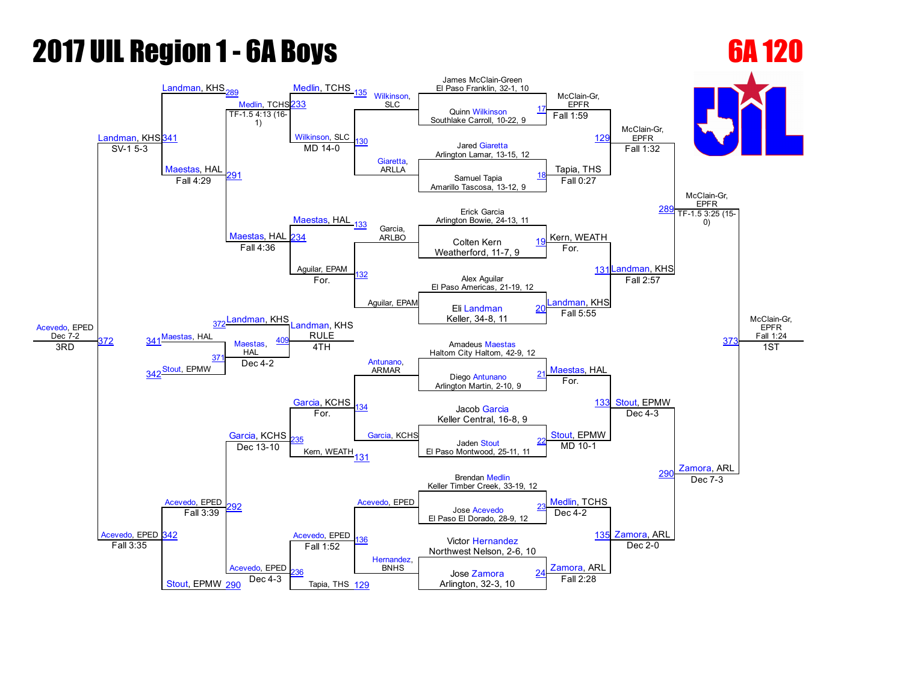# 2017 UIL Region 1 - 6A Boys

## 6A 120

### Championship Bracket

**First Round**

| Bout | Wrestler 1 | Wrestler 2 | Winner | Result |
|---|---|---|---|---|
| 17 | James McClain-Green, El Paso Franklin, 32-1, 10 | Quinn Wilkinson, Southlake Carroll, 10-22, 9 | McClain-Gr, EPFR | Fall 1:59 |
| 18 | Jared Giaretta, Arlington Lamar, 13-15, 12 | Samuel Tapia, Amarillo Tascosa, 13-12, 9 | Tapia, THS | Fall 0:27 |
| 19 | Erick Garcia, Arlington Bowie, 24-13, 11 | Colten Kern, Weatherford, 11-7, 9 | Kern, WEATH | For. |
| 20 | Alex Aguilar, El Paso Americas, 21-19, 12 | Eli Landman, Keller, 34-8, 11 | Landman, KHS | Fall 5:55 |
| 21 | Amadeus Maestas, Haltom City Haltom, 42-9, 12 | Diego Antunano, Arlington Martin, 2-10, 9 | Maestas, HAL | For. |
| 22 | Jacob Garcia, Keller Central, 16-8, 9 | Jaden Stout, El Paso Montwood, 25-11, 11 | Stout, EPMW | MD 10-1 |
| 23 | Brendan Medlin, Keller Timber Creek, 33-19, 12 | Jose Acevedo, El Paso El Dorado, 28-9, 12 | Medlin, TCHS | Dec 4-2 |
| 24 | Victor Hernandez, Northwest Nelson, 2-6, 10 | Jose Zamora, Arlington, 32-3, 10 | Zamora, ARL | Fall 2:28 |

**Quarterfinals**

| Bout | Winner | Result |
|---|---|---|
| 129 | McClain-Gr, EPFR | Fall 1:32 |
| 131 | Landman, KHS | Fall 2:57 |
| 133 | Stout, EPMW | Dec 4-3 |
| 135 | Zamora, ARL | Dec 2-0 |

**Semifinals**

| Bout | Winner | Result |
|---|---|---|
| 289 | McClain-Gr, EPFR | TF-1.5 3:25 (15-0) |
| 290 | Zamora, ARL | Dec 7-3 |

**Final (1ST)**

| Bout | Winner | Result |
|---|---|---|
| 373 | McClain-Gr, EPFR | Fall 1:24 |

### Consolation Bracket

**First Round Consolation**

| Bout | Wrestler 1 | Wrestler 2 | Winner | Result |
|---|---|---|---|---|
| 130 | Wilkinson, SLC | Giaretta, ARLLA | Wilkinson, SLC | MD 14-0 |
| 132 | Garcia, ARLBO | Aguilar, EPAM | Aguilar, EPAM | For. |
| 134 | Antunano, ARMAR | Garcia, KCHS | Garcia, KCHS | For. |
| 136 | Acevedo, EPED | Hernandez, BNHS | Acevedo, EPED | Fall 1:52 |

**Second Round Consolation**

| Bout | Wrestler 1 | Wrestler 2 | Winner | Result |
|---|---|---|---|---|
| 233 | Medlin, TCHS | Wilkinson, SLC | Medlin, TCHS | TF-1.5 4:13 (16-1) |
| 234 | Maestas, HAL | Aguilar, EPAM | Maestas, HAL | Fall 4:36 |
| 235 | Garcia, KCHS | Kern, WEATH | Garcia, KCHS | Dec 13-10 |
| 236 | Acevedo, EPED | Tapia, THS | Acevedo, EPED | Dec 4-3 |

**Consolation Quarterfinals**

| Bout | Wrestler 1 | Wrestler 2 | Winner | Result |
|---|---|---|---|---|
| 291 | Landman, KHS | Maestas, HAL | Maestas, HAL | Fall 4:29 |
| 292 | Acevedo, EPED | Stout, EPMW | Acevedo, EPED | Fall 3:39 |

**Consolation Semifinals**

| Bout | Wrestler 1 | Wrestler 2 | Winner | Result |
|---|---|---|---|---|
| 341 | Landman, KHS | Maestas, HAL | Landman, KHS | SV-1 5-3 |
| 342 | Acevedo, EPED | Stout, EPMW | Acevedo, EPED | Fall 3:35 |

**3rd Place**

| Bout | Wrestler 1 | Wrestler 2 | Winner | Result |
|---|---|---|---|---|
| 372 | Landman, KHS | Acevedo, EPED | Acevedo, EPED | Dec 7-2 |

**5th Place**

| Bout | Wrestler 1 | Wrestler 2 | Winner | Result |
|---|---|---|---|---|
| 371 | Maestas, HAL | Stout, EPMW | Maestas, HAL | Dec 4-2 |

**4th Place**

| Bout | Wrestler 1 | Wrestler 2 | Winner | Result |
|---|---|---|---|---|
| 409 | Landman, KHS | Maestas, HAL | Landman, KHS | RULE |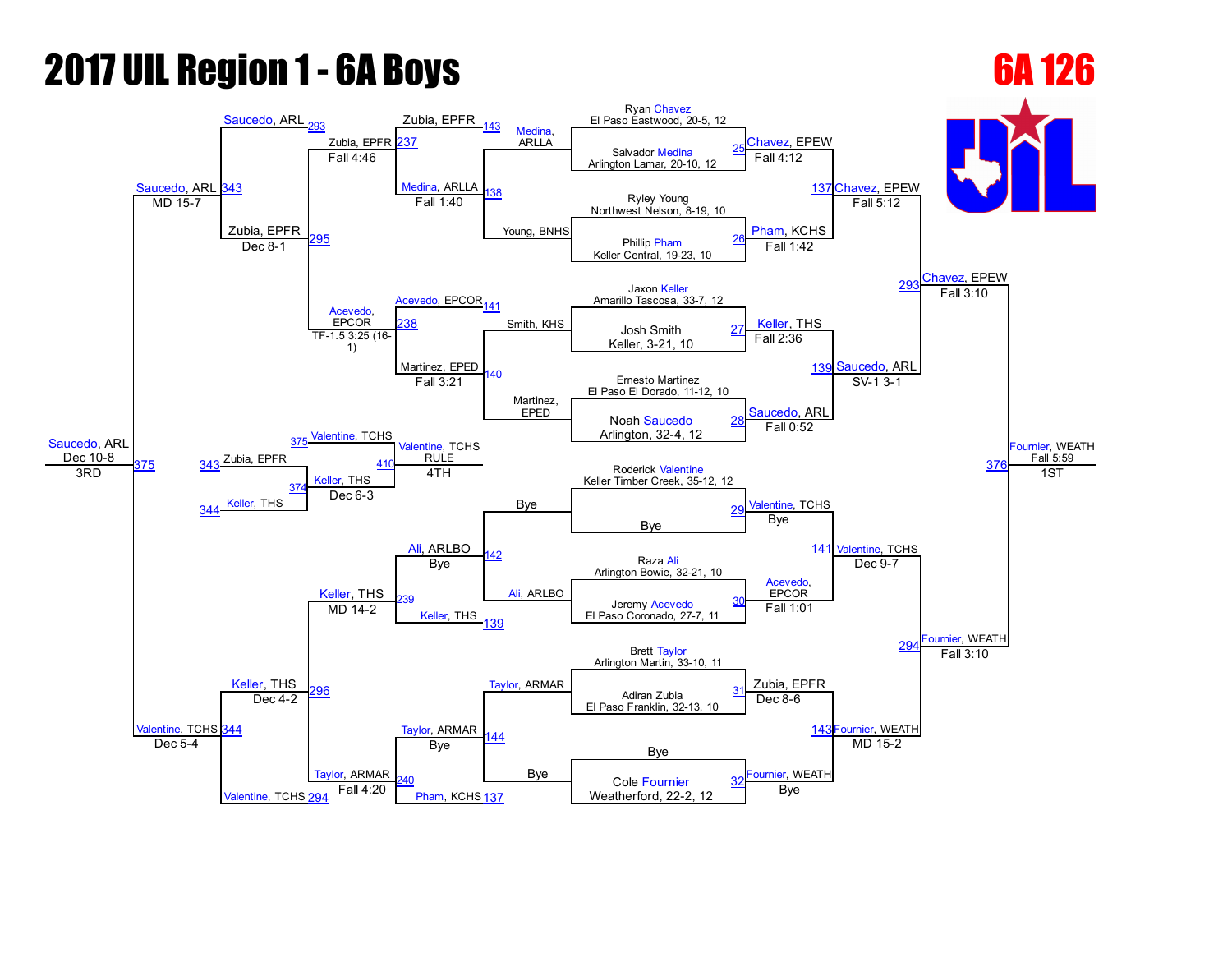# 2017 UIL Region 1 - 6A Boys

## 6A 126

### Championship Bracket — First Round

| Bout | Wrestler 1 | Wrestler 2 | Winner | Result |
| --- | --- | --- | --- | --- |
| 25 | Ryan Chavez, El Paso Eastwood, 20-5, 12 | Salvador Medina, Arlington Lamar, 20-10, 12 | Chavez, EPEW | Fall 4:12 |
| 26 | Ryley Young, Northwest Nelson, 8-19, 10 | Phillip Pham, Keller Central, 19-23, 10 | Pham, KCHS | Fall 1:42 |
| 27 | Jaxon Keller, Amarillo Tascosa, 33-7, 12 | Josh Smith, Keller, 3-21, 10 | Keller, THS | Fall 2:36 |
| 28 | Ernesto Martinez, El Paso El Dorado, 11-12, 10 | Noah Saucedo, Arlington, 32-4, 12 | Saucedo, ARL | Fall 0:52 |
| 29 | Roderick Valentine, Keller Timber Creek, 35-12, 12 | Bye | Valentine, TCHS | Bye |
| 30 | Raza Ali, Arlington Bowie, 32-21, 10 | Jeremy Acevedo, El Paso Coronado, 27-7, 11 | Acevedo, EPCOR | Fall 1:01 |
| 31 | Brett Taylor, Arlington Martin, 33-10, 11 | Adiran Zubia, El Paso Franklin, 32-13, 10 | Zubia, EPFR | Dec 8-6 |
| 32 | Bye | Cole Fournier, Weatherford, 22-2, 12 | Fournier, WEATH | Bye |

### Championship Bracket — Semifinals and Finals

| Bout | Wrestler 1 | Wrestler 2 | Winner | Result |
| --- | --- | --- | --- | --- |
| 137 | Chavez, EPEW | Pham, KCHS | Chavez, EPEW | Fall 5:12 |
| 139 | Keller, THS | Saucedo, ARL | Saucedo, ARL | SV-1 3-1 |
| 141 | Valentine, TCHS | Acevedo, EPCOR | Valentine, TCHS | Dec 9-7 |
| 143 | Zubia, EPFR | Fournier, WEATH | Fournier, WEATH | MD 15-2 |
| 293 | Chavez, EPEW | Saucedo, ARL | Chavez, EPEW | Fall 3:10 |
| 294 | Valentine, TCHS | Fournier, WEATH | Fournier, WEATH | Fall 3:10 |
| 376 | Chavez, EPEW | Fournier, WEATH | Fournier, WEATH (1ST) | Fall 5:59 |

### Consolation Bracket

| Bout | Wrestler 1 | Wrestler 2 | Winner | Result |
| --- | --- | --- | --- | --- |
| 138 | Medina, ARLLA | Young, BNHS | Medina, ARLLA | Fall 1:40 |
| 140 | Smith, KHS | Martinez, EPED | Martinez, EPED | Fall 3:21 |
| 142 | Bye | Ali, ARLBO | Ali, ARLBO | Bye |
| 144 | Taylor, ARMAR | Bye | Taylor, ARMAR | Bye |
| 237 | Zubia, EPFR | Medina, ARLLA | Zubia, EPFR | Fall 4:46 |
| 238 | Acevedo, EPCOR | Martinez, EPED | Acevedo, EPCOR | TF-1.5 3:25 (16-1) |
| 239 | Ali, ARLBO | Keller, THS | Keller, THS | MD 14-2 |
| 240 | Taylor, ARMAR | Pham, KCHS | Taylor, ARMAR | Fall 4:20 |
| 295 | Saucedo, ARL | Zubia, EPFR | Zubia, EPFR | Dec 8-1 |
| 296 | Keller, THS | Taylor, ARMAR | Keller, THS | Dec 4-2 |
| 343 | Saucedo, ARL | Zubia, EPFR | Saucedo, ARL | MD 15-7 |
| 344 | Keller, THS | Valentine, TCHS | Valentine, TCHS | Dec 5-4 |
| 375 | Saucedo, ARL | Valentine, TCHS | Saucedo, ARL (3RD) | Dec 10-8 |

### 5th/4th Place

| Bout | Wrestler 1 | Wrestler 2 | Winner | Result |
| --- | --- | --- | --- | --- |
| 374 | Zubia, EPFR | Keller, THS | Keller, THS | Dec 6-3 |
| 410 | Valentine, TCHS | Keller, THS | Valentine, TCHS (4TH) | RULE |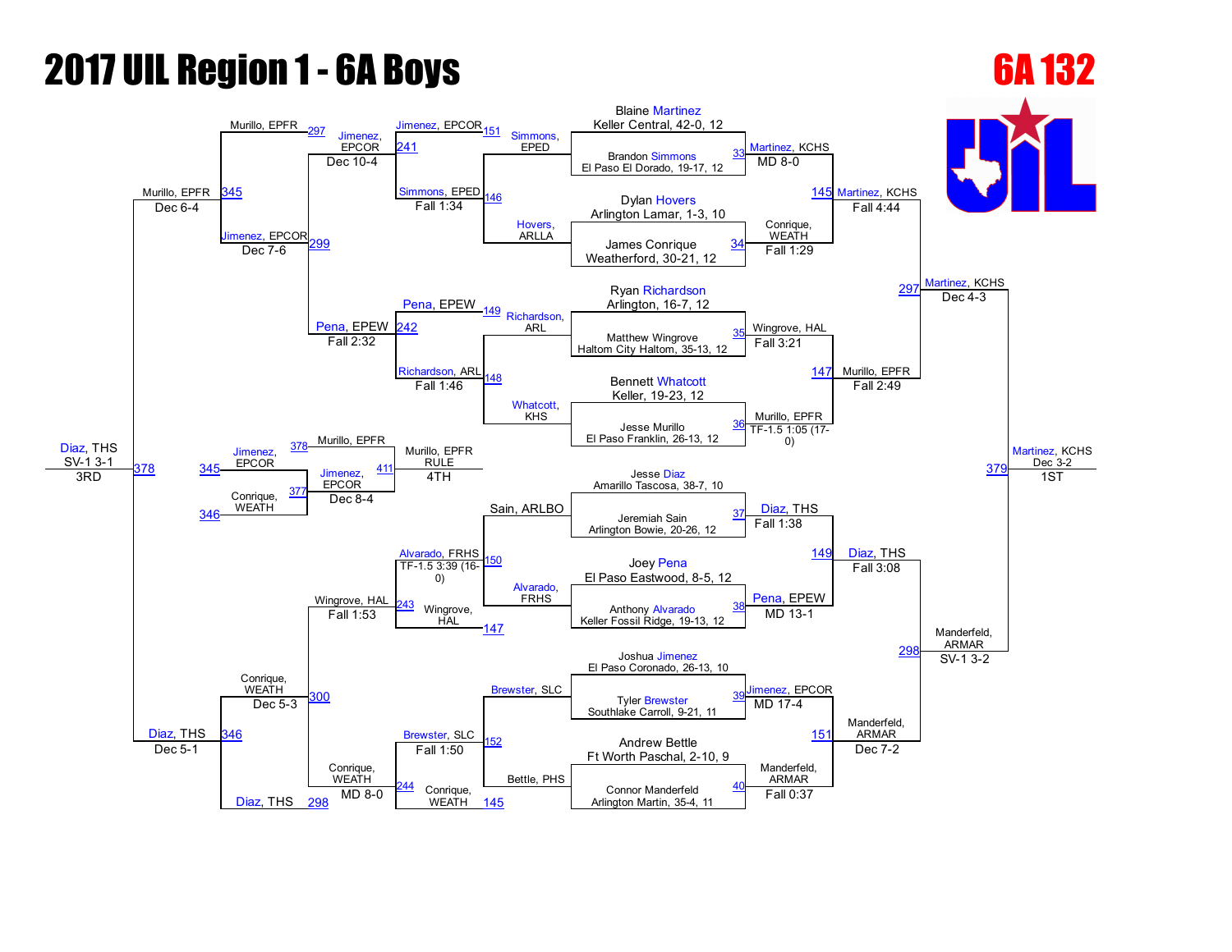# 2017 UIL Region 1 - 6A Boys

## 6A 132

### Championship Bracket

| Bout | Wrestler 1 | Wrestler 2 | Winner | Result |
|---|---|---|---|---|
| 33 | Blaine Martinez, Keller Central, 42-0, 12 | Brandon Simmons, El Paso El Dorado, 19-17, 12 | Martinez, KCHS | MD 8-0 |
| 34 | Dylan Hovers, Arlington Lamar, 1-3, 10 | James Conrique, Weatherford, 30-21, 12 | Conrique, WEATH | Fall 1:29 |
| 35 | Ryan Richardson, Arlington, 16-7, 12 | Matthew Wingrove, Haltom City Haltom, 35-13, 12 | Wingrove, HAL | Fall 3:21 |
| 36 | Bennett Whatcott, Keller, 19-23, 12 | Jesse Murillo, El Paso Franklin, 26-13, 12 | Murillo, EPFR | TF-1.5 1:05 (17-0) |
| 37 | Jesse Diaz, Amarillo Tascosa, 38-7, 10 | Jeremiah Sain, Arlington Bowie, 20-26, 12 | Diaz, THS | Fall 1:38 |
| 38 | Joey Pena, El Paso Eastwood, 8-5, 12 | Anthony Alvarado, Keller Fossil Ridge, 19-13, 12 | Pena, EPEW | MD 13-1 |
| 39 | Joshua Jimenez, El Paso Coronado, 26-13, 10 | Tyler Brewster, Southlake Carroll, 9-21, 11 | Jimenez, EPCOR | MD 17-4 |
| 40 | Andrew Bettle, Ft Worth Paschal, 2-10, 9 | Connor Manderfeld, Arlington Martin, 35-4, 11 | Manderfeld, ARMAR | Fall 0:37 |
| 145 | Martinez, KCHS | Conrique, WEATH | Martinez, KCHS | Fall 4:44 |
| 147 | Wingrove, HAL | Murillo, EPFR | Murillo, EPFR | Fall 2:49 |
| 149 | Diaz, THS | Pena, EPEW | Diaz, THS | Fall 3:08 |
| 151 | Jimenez, EPCOR | Manderfeld, ARMAR | Manderfeld, ARMAR | Dec 7-2 |
| 297 | Martinez, KCHS | Murillo, EPFR | Martinez, KCHS | Dec 4-3 |
| 298 | Diaz, THS | Manderfeld, ARMAR | Manderfeld, ARMAR | SV-1 3-2 |
| 379 | Martinez, KCHS | Manderfeld, ARMAR | Martinez, KCHS | Dec 3-2 (1ST) |

### Consolation Bracket

| Bout | Wrestler 1 | Wrestler 2 | Winner | Result |
|---|---|---|---|---|
| 146 | Simmons, EPED | Hovers, ARLLA | Simmons, EPED | Fall 1:34 |
| 148 | Richardson, ARL | Whatcott, KHS | Richardson, ARL | Fall 1:46 |
| 150 | Sain, ARLBO | Alvarado, FRHS | Alvarado, FRHS | TF-1.5 3:39 (16-0) |
| 152 | Brewster, SLC | Bettle, PHS | Brewster, SLC | Fall 1:50 |
| 241 | Jimenez, EPCOR | Simmons, EPED | Jimenez, EPCOR | Dec 10-4 |
| 242 | Pena, EPEW | Richardson, ARL | Pena, EPEW | Fall 2:32 |
| 243 | Alvarado, FRHS | Wingrove, HAL | Wingrove, HAL | Fall 1:53 |
| 244 | Brewster, SLC | Conrique, WEATH | Conrique, WEATH | MD 8-0 |
| 299 | Jimenez, EPCOR | Pena, EPEW | Jimenez, EPCOR | Dec 7-6 |
| 300 | Wingrove, HAL | Conrique, WEATH | Conrique, WEATH | Dec 5-3 |
| 345 | Murillo, EPFR | Jimenez, EPCOR | Murillo, EPFR | Dec 6-4 |
| 346 | Conrique, WEATH | Diaz, THS | Diaz, THS | Dec 5-1 |
| 378 | Murillo, EPFR | Diaz, THS | Diaz, THS | SV-1 3-1 (3RD) |
| 377 | Jimenez, EPCOR | Conrique, WEATH | Jimenez, EPCOR | Dec 8-4 |
| 411 | Murillo, EPFR | Jimenez, EPCOR | Murillo, EPFR | RULE (4TH) |

### Placements

1ST: Martinez, KCHS
2ND: Manderfeld, ARMAR
3RD: Diaz, THS
4TH: Murillo, EPFR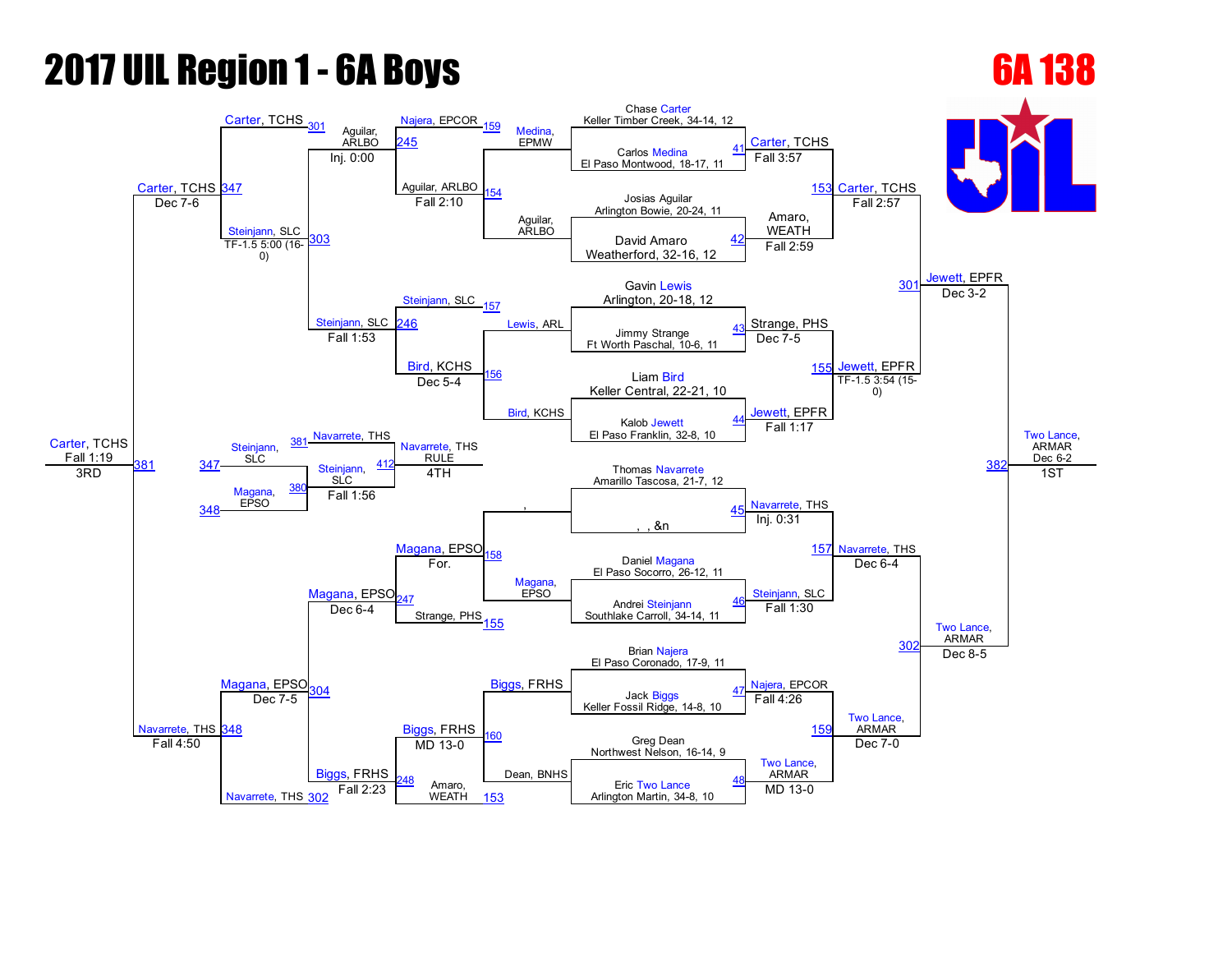# 2017 UIL Region 1 - 6A Boys

## 6A 138

### Championship Bracket

**First Round**

| Bout | Wrestler 1 | Wrestler 2 | Winner | Result |
|---|---|---|---|---|
| 41 | Chase Carter, Keller Timber Creek, 34-14, 12 | Carlos Medina, El Paso Montwood, 18-17, 11 | Carter, TCHS | Fall 3:57 |
| 42 | Josias Aguilar, Arlington Bowie, 20-24, 11 | David Amaro, Weatherford, 32-16, 12 | Amaro, WEATH | Fall 2:59 |
| 43 | Gavin Lewis, Arlington, 20-18, 12 | Jimmy Strange, Ft Worth Paschal, 10-6, 11 | Strange, PHS | Dec 7-5 |
| 44 | Liam Bird, Keller Central, 22-21, 10 | Kalob Jewett, El Paso Franklin, 32-8, 10 | Jewett, EPFR | Fall 1:17 |
| 45 | Thomas Navarrete, Amarillo Tascosa, 21-7, 12 | , , &n | Navarrete, THS | Inj. 0:31 |
| 46 | Daniel Magana, El Paso Socorro, 26-12, 11 | Andrei Steinjann, Southlake Carroll, 34-14, 11 | Steinjann, SLC | Fall 1:30 |
| 47 | Brian Najera, El Paso Coronado, 17-9, 11 | Jack Biggs, Keller Fossil Ridge, 14-8, 10 | Najera, EPCOR | Fall 4:26 |
| 48 | Greg Dean, Northwest Nelson, 16-14, 9 | Eric Two Lance, Arlington Martin, 34-8, 10 | Two Lance, ARMAR | MD 13-0 |

**Quarterfinals**

| Bout | Winner | Result |
|---|---|---|
| 153 | Carter, TCHS | Fall 2:57 |
| 155 | Jewett, EPFR | TF-1.5 3:54 (15-0) |
| 157 | Navarrete, THS | Dec 6-4 |
| 159 | Two Lance, ARMAR | Dec 7-0 |

**Semifinals**

| Bout | Winner | Result |
|---|---|---|
| 301 | Jewett, EPFR | Dec 3-2 |
| 302 | Two Lance, ARMAR | Dec 8-5 |

**Final**

| Bout | Winner | Result | Place |
|---|---|---|---|
| 382 | Two Lance, ARMAR | Dec 6-2 | 1ST |

### Consolation Bracket

**Consolation Round 1**

| Bout | Wrestlers | Winner | Result |
|---|---|---|---|
| 159 | Najera, EPCOR / Medina, EPMW | Medina, EPMW | |
| 154 | Aguilar, ARLBO | Aguilar, ARLBO | |
| 157 | Steinjann, SLC / Lewis, ARL | Lewis, ARL | |
| 156 | Bird, KCHS | Bird, KCHS | |
| 158 | Magana, EPSO / , | Magana, EPSO | For. |
| 155 | Strange, PHS | | |
| 160 | Biggs, FRHS / Dean, BNHS | Biggs, FRHS | MD 13-0 |
| 153 | Amaro, WEATH | | |

**Consolation Round 2**

| Bout | Winner | Result |
|---|---|---|
| 245 | Aguilar, ARLBO | Fall 2:10 |
| 246 | Bird, KCHS | Dec 5-4 |
| 247 | Strange, PHS | |
| 248 | Amaro, WEATH | |

| Bout | Wrestlers | Winner | Result |
|---|---|---|---|
| 301 / 245 | Carter, TCHS vs. Aguilar, ARLBO | Aguilar, ARLBO | Inj. 0:00 |
| 246 | Steinjann, SLC vs. Bird, KCHS | Steinjann, SLC | Fall 1:53 |
| 247 | Magana, EPSO vs. Strange, PHS | Magana, EPSO | Dec 6-4 |
| 302 / 248 | Navarrete, THS vs. Biggs, FRHS | Biggs, FRHS | Fall 2:23 |

**Consolation Semifinals**

| Bout | Winner | Result |
|---|---|---|
| 303 | Steinjann, SLC | TF-1.5 5:00 (16-0) |
| 304 | Magana, EPSO | Dec 7-5 |

| Bout | Winner | Result |
|---|---|---|
| 347 | Carter, TCHS | Dec 7-6 |
| 348 | Navarrete, THS | Fall 4:50 |

**3rd Place**

| Bout | Winner | Result | Place |
|---|---|---|---|
| 381 | Carter, TCHS | Fall 1:19 | 3RD |

**4th Place Bracket**

| Bout | Wrestlers | Winner | Result |
|---|---|---|---|
| 380 | Steinjann, SLC (347) / Magana, EPSO (348) | Steinjann, SLC | Fall 1:56 |
| 412 | Navarrete, THS (381) / Steinjann, SLC | Navarrete, THS | RULE |

4TH: Navarrete, THS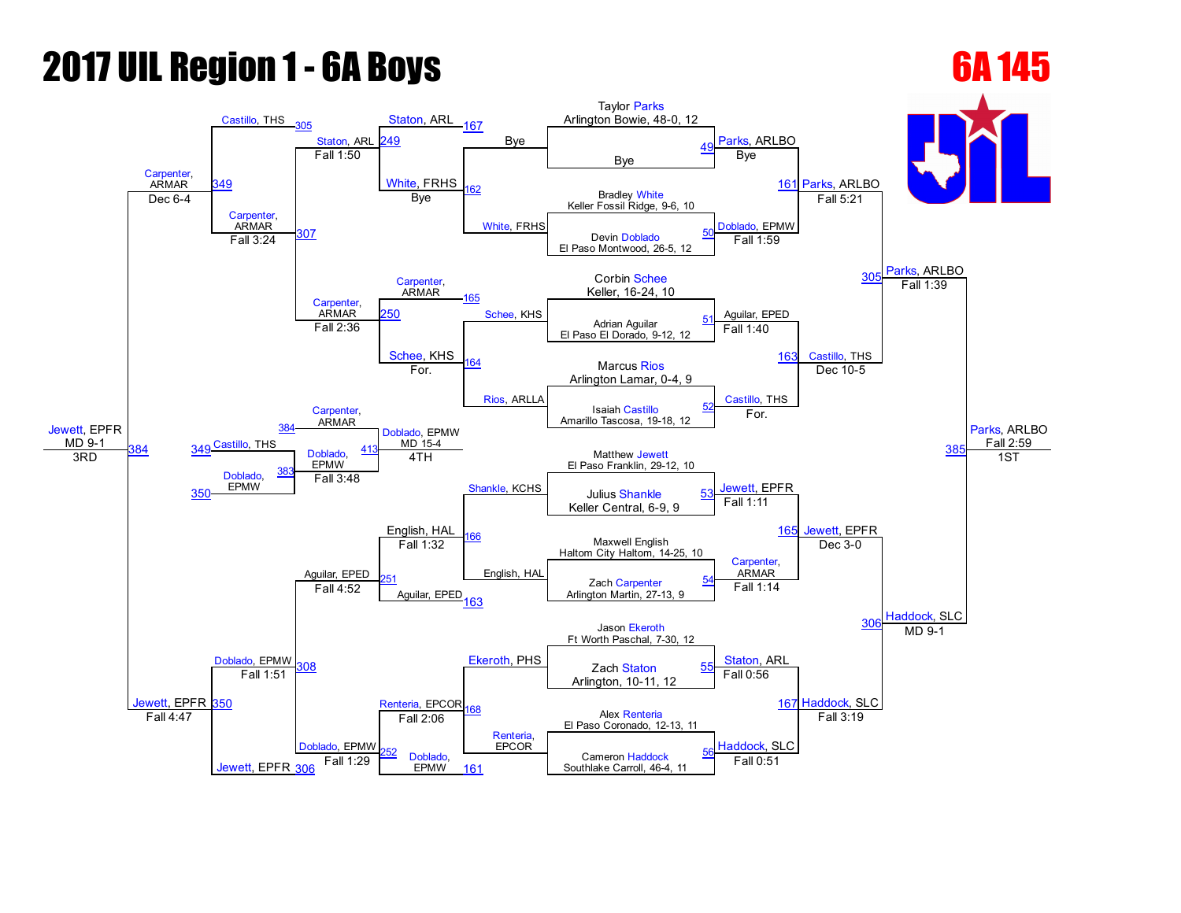# 2017 UIL Region 1 - 6A Boys

## 6A 145

### Championship Bracket

**First Round**

| Bout | Wrestler | Opponent | Winner | Result |
|---|---|---|---|---|
| 49 | Taylor Parks, Arlington Bowie, 48-0, 12 | Bye | Parks, ARLBO | Bye |
| 50 | Bradley White, Keller Fossil Ridge, 9-6, 10 | Devin Doblado, El Paso Montwood, 26-5, 12 | Doblado, EPMW | Fall 1:59 |
| 51 | Corbin Schee, Keller, 16-24, 10 | Adrian Aguilar, Paso El Dorado, 9-12, 12 | Aguilar, EPED | Fall 1:40 |
| 52 | Marcus Rios, Arlington Lamar, 0-4, 9 | Isaiah Castillo, Amarillo Tascosa, 19-18, 12 | Castillo, THS | For. |
| 53 | Matthew Jewett, El Paso Franklin, 29-12, 10 | Julius Shankle, Keller Central, 6-9, 9 | Jewett, EPFR | Fall 1:11 |
| 54 | Maxwell English, Haltom City Haltom, 14-25, 10 | Zach Carpenter, Arlington Martin, 27-13, 9 | Carpenter, ARMAR | Fall 1:14 |
| 55 | Jason Ekeroth, Ft Worth Paschal, 7-30, 12 | Zach Staton, Arlington, 10-11, 12 | Staton, ARL | Fall 0:56 |
| 56 | Alex Renteria, El Paso Coronado, 12-13, 11 | Cameron Haddock, Southlake Carroll, 46-4, 11 | Haddock, SLC | Fall 0:51 |

**Quarterfinals**

| Bout | Winner | Result |
|---|---|---|
| 161 | Parks, ARLBO | Fall 5:21 |
| 163 | Castillo, THS | Dec 10-5 |
| 165 | Jewett, EPFR | Dec 3-0 |
| 167 | Haddock, SLC | Fall 3:19 |

**Semifinals**

| Bout | Winner | Result |
|---|---|---|
| 305 | Parks, ARLBO | Fall 1:39 |
| 306 | Haddock, SLC | MD 9-1 |

**Final**

| Bout | Winner | Result |
|---|---|---|
| 385 | Parks, ARLBO | Fall 2:59 — 1ST |

### Consolation Bracket

**Consolation Round 1**

| Bout | Wrestlers | Winner | Result |
|---|---|---|---|
| 162 | Bye / White, FRHS | White, FRHS | Bye |
| 164 | Schee, KHS / Rios, ARLLA | Schee, KHS | For. |
| 166 | Shankle, KCHS / English, HAL | English, HAL | Fall 1:32 |
| 168 | Ekeroth, PHS / Renteria, EPCOR | Renteria, EPCOR | Fall 2:06 |

**Consolation Round 2**

| Bout | Wrestlers | Winner | Result |
|---|---|---|---|
| 249 | Staton, ARL (167) / White, FRHS | Staton, ARL | Fall 1:50 |
| 250 | Carpenter, ARMAR (165) / Schee, KHS | Carpenter, ARMAR | Fall 2:36 |
| 251 | English, HAL / Aguilar, EPED (163) | Aguilar, EPED | Fall 4:52 |
| 252 | Renteria, EPCOR / Doblado, EPMW (161) | Doblado, EPMW | Fall 1:29 |

**Consolation Quarterfinals**

| Bout | Wrestlers | Winner | Result |
|---|---|---|---|
| 307 | Castillo, THS (305) / Staton, ARL / Carpenter, ARMAR | Carpenter, ARMAR | Fall 3:24 |
| 308 | Aguilar, EPED / Doblado, EPMW | Doblado, EPMW | Fall 1:51 |

**Consolation Semifinals**

| Bout | Wrestlers | Winner | Result |
|---|---|---|---|
| 349 | Castillo, THS / Carpenter, ARMAR | Carpenter, ARMAR | Dec 6-4 |
| 350 | Doblado, EPMW / Jewett, EPFR (306) | Jewett, EPFR | Fall 4:47 |

**Third Place**

| Bout | Winner | Result |
|---|---|---|
| 384 | Jewett, EPFR | MD 9-1 — 3RD |

**Consolation (Fifth Place Bracket)**

| Bout | Wrestlers | Winner | Result |
|---|---|---|---|
| 383 | Castillo, THS (349) / Doblado, EPMW (350) | Doblado, EPMW | Fall 3:48 |
| 413 | Carpenter, ARMAR (384) / Doblado, EPMW | Doblado, EPMW | MD 15-4 — 4TH |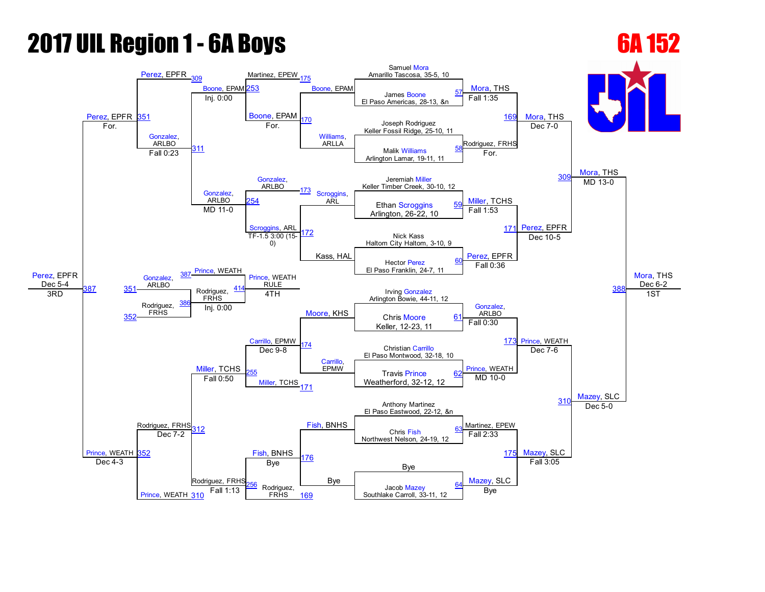# 2017 UIL Region 1 - 6A Boys

## 6A 152

### Championship Bracket

**First Round**

| Match | Wrestler 1 | Wrestler 2 | Winner | Result |
|---|---|---|---|---|
| 57 | Samuel Mora, Amarillo Tascosa, 35-5, 10 | James Boone, El Paso Americas, 28-13, &n | Mora, THS | Fall 1:35 |
| 58 | Joseph Rodriguez, Keller Fossil Ridge, 25-10, 11 | Malik Williams, Arlington Lamar, 19-11, 11 | Rodriguez, FRHS | For. |
| 59 | Jeremiah Miller, Keller Timber Creek, 30-10, 12 | Ethan Scroggins, Arlington, 26-22, 10 | Miller, TCHS | Fall 1:53 |
| 60 | Nick Kass, Haltom City Haltom, 3-10, 9 | Hector Perez, El Paso Franklin, 24-7, 11 | Perez, EPFR | Fall 0:36 |
| 61 | Irving Gonzalez, Arlington Bowie, 44-11, 12 | Chris Moore, Keller, 12-23, 11 | Gonzalez, ARLBO | Fall 0:30 |
| 62 | Christian Carrillo, El Paso Montwood, 32-18, 10 | Travis Prince, Weatherford, 32-12, 12 | Prince, WEATH | MD 10-0 |
| 63 | Anthony Martinez, El Paso Eastwood, 22-12, &n | Chris Fish, Northwest Nelson, 24-19, 12 | Martinez, EPEW | Fall 2:33 |
| 64 | Bye | Jacob Mazey, Southlake Carroll, 33-11, 12 | Mazey, SLC | Bye |

**Quarterfinals**

| Match | Wrestler 1 | Wrestler 2 | Winner | Result |
|---|---|---|---|---|
| 169 | Mora, THS | Rodriguez, FRHS | Mora, THS | Dec 7-0 |
| 171 | Miller, TCHS | Perez, EPFR | Perez, EPFR | Dec 10-5 |
| 173 | Gonzalez, ARLBO | Prince, WEATH | Prince, WEATH | Dec 7-6 |
| 175 | Martinez, EPEW | Mazey, SLC | Mazey, SLC | Fall 3:05 |

**Semifinals**

| Match | Wrestler 1 | Wrestler 2 | Winner | Result |
|---|---|---|---|---|
| 309 | Mora, THS | Perez, EPFR | Mora, THS | MD 13-0 |
| 310 | Prince, WEATH | Mazey, SLC | Mazey, SLC | Dec 5-0 |

**Final (1st Place)**

| Match | Wrestler 1 | Wrestler 2 | Winner | Result |
|---|---|---|---|---|
| 388 | Mora, THS | Mazey, SLC | Mora, THS | Dec 6-2 (1ST) |

### Consolation Bracket

**Consolation Round 1**

| Match | Wrestler 1 | Wrestler 2 | Winner | Result |
|---|---|---|---|---|
| 170 | Boone, EPAM | Williams, ARLLA | Boone, EPAM | For. |
| 172 | Scroggins, ARL | Kass, HAL | Scroggins, ARL | TF-1.5 3:00 (15-0) |
| 174 | Moore, KHS | Carrillo, EPMW | Carrillo, EPMW | Dec 9-8 |
| 176 | Fish, BNHS | Bye | Fish, BNHS | Bye |

**Consolation Round 2**

| Match | Wrestler 1 | Wrestler 2 | Winner | Result |
|---|---|---|---|---|
| 253 | Martinez, EPEW (175) | Boone, EPAM (170) | Boone, EPAM | Inj. 0:00 |
| 254 | Gonzalez, ARLBO (173) | Scroggins, ARL (172) | Gonzalez, ARLBO | MD 11-0 |
| 255 | Carrillo, EPMW (174) | Miller, TCHS (171) | Miller, TCHS | Fall 0:50 |
| 256 | Fish, BNHS (176) | Rodriguez, FRHS (169) | Rodriguez, FRHS | Fall 1:13 |

**Consolation Round 3**

| Match | Wrestler 1 | Wrestler 2 | Winner | Result |
|---|---|---|---|---|
| 311 | Boone, EPAM | Gonzalez, ARLBO | Gonzalez, ARLBO | Fall 0:23 |
| 312 | Miller, TCHS | Rodriguez, FRHS | Rodriguez, FRHS | Dec 7-2 |

**Consolation Semifinals**

| Match | Wrestler 1 | Wrestler 2 | Winner | Result |
|---|---|---|---|---|
| 351 | Perez, EPFR (309) | Gonzalez, ARLBO (311) | Perez, EPFR | For. |
| 352 | Rodriguez, FRHS (312) | Prince, WEATH (310) | Prince, WEATH | Dec 4-3 |

**3rd Place**

| Match | Wrestler 1 | Wrestler 2 | Winner | Result |
|---|---|---|---|---|
| 387 | Perez, EPFR | Prince, WEATH | Perez, EPFR | Dec 5-4 (3RD) |

**4th Place**

| Match | Wrestler 1 | Wrestler 2 | Winner | Result |
|---|---|---|---|---|
| 386 | Gonzalez, ARLBO (351) | Rodriguez, FRHS (352) | Rodriguez, FRHS | Inj. 0:00 |
| 414 | Prince, WEATH (387) | Rodriguez, FRHS (386) | Prince, WEATH | RULE (4TH) |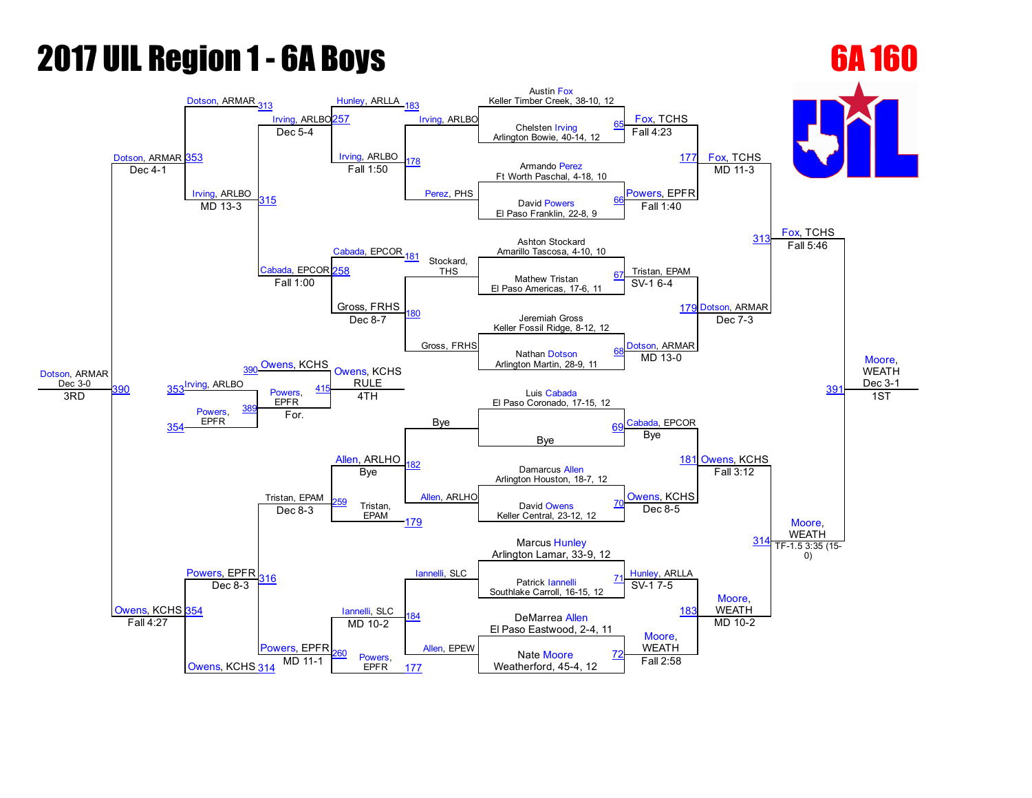# 2017 UIL Region 1 - 6A Boys

## 6A 160

### Championship Bracket – First Round

| Match | Wrestler 1 | Wrestler 2 | Winner | Result |
|---|---|---|---|---|
| 65 | Austin Fox, Keller Timber Creek, 38-10, 12 | Chelsten Irving, Arlington Bowie, 40-14, 12 | Fox, TCHS | Fall 4:23 |
| 66 | Armando Perez, Ft Worth Paschal, 4-18, 10 | David Powers, El Paso Franklin, 22-8, 9 | Powers, EPFR | Fall 1:40 |
| 67 | Ashton Stockard, Amarillo Tascosa, 4-10, 10 | Mathew Tristan, El Paso Americas, 17-6, 11 | Tristan, EPAM | SV-1 6-4 |
| 68 | Jeremiah Gross, Keller Fossil Ridge, 8-12, 12 | Nathan Dotson, Arlington Martin, 28-9, 11 | Dotson, ARMAR | MD 13-0 |
| 69 | Luis Cabada, El Paso Coronado, 17-15, 12 | Bye | Cabada, EPCOR | Bye |
| 70 | Damarcus Allen, Arlington Houston, 18-7, 12 | David Owens, Keller Central, 23-12, 12 | Owens, KCHS | Dec 8-5 |
| 71 | Marcus Hunley, Arlington Lamar, 33-9, 12 | Patrick Iannelli, Southlake Carroll, 16-15, 12 | Hunley, ARLLA | SV-1 7-5 |
| 72 | DeMarrea Allen, El Paso Eastwood, 2-4, 11 | Nate Moore, Weatherford, 45-4, 12 | Moore, WEATH | Fall 2:58 |

### Championship Quarterfinals

| Match | Wrestler 1 | Wrestler 2 | Winner | Result |
|---|---|---|---|---|
| 177 | Fox, TCHS | Powers, EPFR | Fox, TCHS | MD 11-3 |
| 179 | Tristan, EPAM | Dotson, ARMAR | Dotson, ARMAR | Dec 7-3 |
| 181 | Cabada, EPCOR | Owens, KCHS | Owens, KCHS | Fall 3:12 |
| 183 | Hunley, ARLLA | Moore, WEATH | Moore, WEATH | MD 10-2 |

### Championship Semifinals

| Match | Wrestler 1 | Wrestler 2 | Winner | Result |
|---|---|---|---|---|
| 313 | Fox, TCHS | Dotson, ARMAR | Fox, TCHS | Fall 5:46 |
| 314 | Owens, KCHS | Moore, WEATH | Moore, WEATH | TF-1.5 3:35 (15-0) |

### Championship Final

| Match | Wrestler 1 | Wrestler 2 | Winner | Result |
|---|---|---|---|---|
| 391 | Fox, TCHS | Moore, WEATH | Moore, WEATH | Dec 3-1 (1ST) |

### Consolation Bracket

| Match | Wrestler 1 | Wrestler 2 | Winner | Result |
|---|---|---|---|---|
| 178 | Irving, ARLBO | Perez, PHS | Irving, ARLBO | Fall 1:50 |
| 180 | Stockard, THS | Gross, FRHS | Gross, FRHS | Dec 8-7 |
| 182 | Bye | Allen, ARLHO | Allen, ARLHO | Bye |
| 184 | Iannelli, SLC | Allen, EPEW | Iannelli, SLC | MD 10-2 |
| 257 | Hunley, ARLLA | Irving, ARLBO | Irving, ARLBO | Dec 5-4 |
| 258 | Cabada, EPCOR | Gross, FRHS | Cabada, EPCOR | Fall 1:00 |
| 259 | Allen, ARLHO | Tristan, EPAM | Tristan, EPAM | Dec 8-3 |
| 260 | Iannelli, SLC | Powers, EPFR | Powers, EPFR | MD 11-1 |
| 315 | Irving, ARLBO | Cabada, EPCOR | Irving, ARLBO | MD 13-3 |
| 316 | Tristan, EPAM | Powers, EPFR | Powers, EPFR | Dec 8-3 |
| 353 | Dotson, ARMAR | Irving, ARLBO | Dotson, ARMAR | Dec 4-1 |
| 354 | Powers, EPFR | Owens, KCHS | Owens, KCHS | Fall 4:27 |

### Third Place

| Match | Wrestler 1 | Wrestler 2 | Winner | Result |
|---|---|---|---|---|
| 390 | Dotson, ARMAR | Owens, KCHS | Dotson, ARMAR | Dec 3-0 (3RD) |

### Fifth Place

| Match | Wrestler 1 | Wrestler 2 | Winner | Result |
|---|---|---|---|---|
| 389 | Irving, ARLBO (353) | Powers, EPFR (354) | Powers, EPFR | For. |

### Fourth Place

| Match | Wrestler 1 | Wrestler 2 | Winner | Result |
|---|---|---|---|---|
| 415 | Owens, KCHS (390) | Powers, EPFR (389) | Owens, KCHS | RULE (4TH) |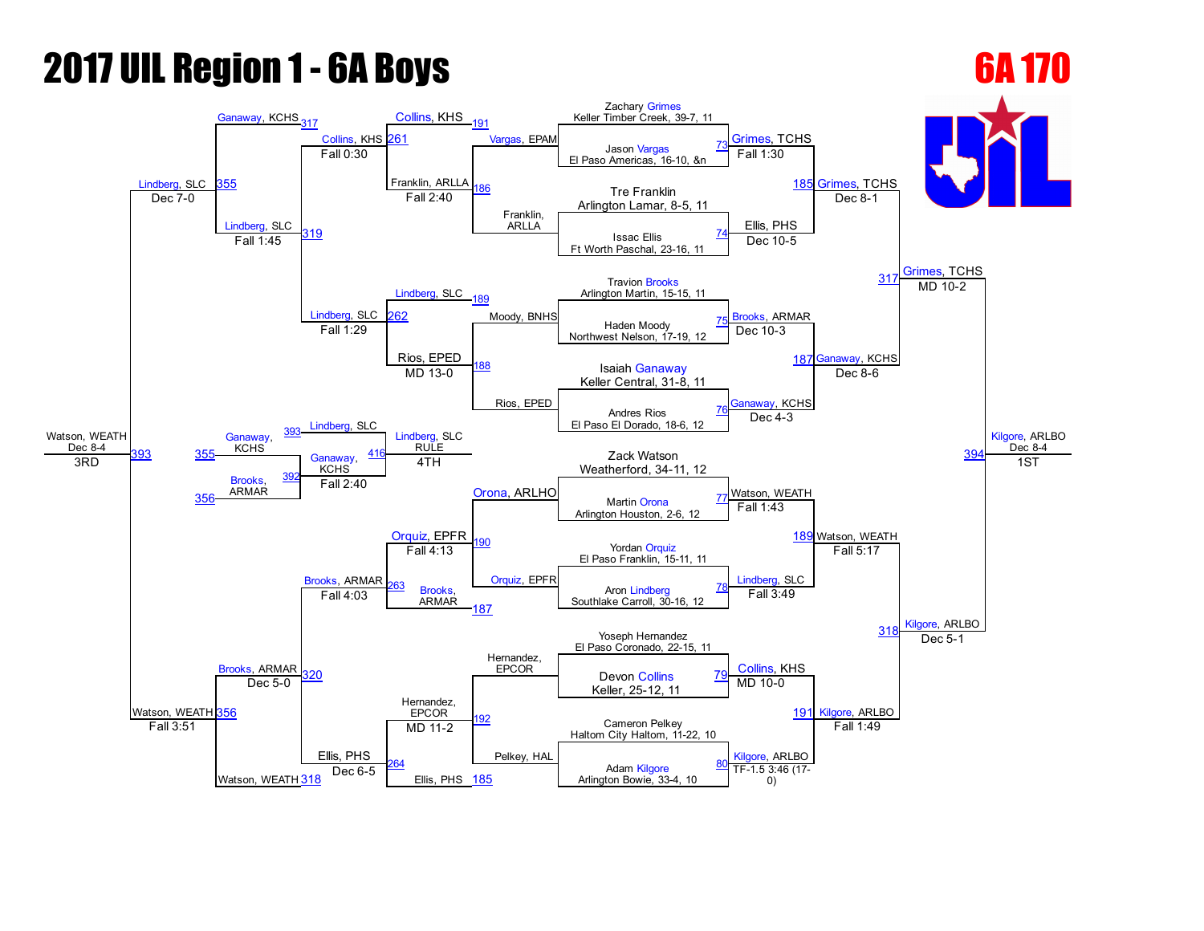# 2017 UIL Region 1 - 6A Boys

## 6A 170

### Championship Bracket

**First Round**

| Bout | Wrestler | Opponent | Winner | Result |
|---|---|---|---|---|
| 73 | Zachary Grimes, Keller Timber Creek, 39-7, 11 | Jason Vargas, El Paso Americas, 16-10, &n | Grimes, TCHS | Fall 1:30 |
| 74 | Tre Franklin, Arlington Lamar, 8-5, 11 | Issac Ellis, Ft Worth Paschal, 23-16, 11 | Ellis, PHS | Dec 10-5 |
| 75 | Travion Brooks, Arlington Martin, 15-15, 11 | Haden Moody, Northwest Nelson, 17-19, 12 | Brooks, ARMAR | Dec 10-3 |
| 76 | Isaiah Ganaway, Keller Central, 31-8, 11 | Andres Rios, El Paso El Dorado, 18-6, 12 | Ganaway, KCHS | Dec 4-3 |
| 77 | Zack Watson, Weatherford, 34-11, 12 | Martin Orona, Arlington Houston, 2-6, 12 | Watson, WEATH | Fall 1:43 |
| 78 | Yordan Orquiz, El Paso Franklin, 15-11, 11 | Aron Lindberg, Southlake Carroll, 30-16, 12 | Lindberg, SLC | Fall 3:49 |
| 79 | Yoseph Hernandez, El Paso Coronado, 22-15, 11 | Devon Collins, Keller, 25-12, 11 | Collins, KHS | MD 10-0 |
| 80 | Cameron Pelkey, Haltom City Haltom, 11-22, 10 | Adam Kilgore, Arlington Bowie, 33-4, 10 | Kilgore, ARLBO | TF-1.5 3:46 (17-0) |

**Quarterfinals**

| Bout | Wrestler | Opponent | Winner | Result |
|---|---|---|---|---|
| 185 | Grimes, TCHS | Ellis, PHS | Grimes, TCHS | Dec 8-1 |
| 187 | Brooks, ARMAR | Ganaway, KCHS | Ganaway, KCHS | Dec 8-6 |
| 189 | Watson, WEATH | Lindberg, SLC | Watson, WEATH | Fall 5:17 |
| 191 | Collins, KHS | Kilgore, ARLBO | Kilgore, ARLBO | Fall 1:49 |

**Semifinals**

| Bout | Wrestler | Opponent | Winner | Result |
|---|---|---|---|---|
| 317 | Grimes, TCHS | Ganaway, KCHS | Grimes, TCHS | MD 10-2 |
| 318 | Watson, WEATH | Kilgore, ARLBO | Kilgore, ARLBO | Dec 5-1 |

**Final**

| Bout | Wrestler | Opponent | Winner | Result |
|---|---|---|---|---|
| 394 | Grimes, TCHS | Kilgore, ARLBO | Kilgore, ARLBO | Dec 8-4 (1ST) |

### Consolation Bracket

| Bout | Wrestler | Opponent | Winner | Result |
|---|---|---|---|---|
| 186 | Franklin, ARLLA | Vargas, EPAM | Franklin, ARLLA | Fall 2:40 |
| 188 | Moody, BNHS | Rios, EPED | Rios, EPED | MD 13-0 |
| 190 | Orona, ARLHO | Orquiz, EPFR | Orquiz, EPFR | Fall 4:13 |
| 192 | Hernandez, EPCOR | Pelkey, HAL | Hernandez, EPCOR | MD 11-2 |
| 261 | Collins, KHS | Franklin, ARLLA | Collins, KHS | Fall 0:30 |
| 262 | Lindberg, SLC | Rios, EPED | Lindberg, SLC | Fall 1:29 |
| 263 | Brooks, ARMAR | Orquiz, EPFR | Brooks, ARMAR | Fall 4:03 |
| 264 | Ellis, PHS | Hernandez, EPCOR | Ellis, PHS | Dec 6-5 |
| 319 | Collins, KHS | Lindberg, SLC | Lindberg, SLC | Fall 1:45 |
| 320 | Brooks, ARMAR | Ellis, PHS | Brooks, ARMAR | Dec 5-0 |
| 355 | Ganaway, KCHS | Lindberg, SLC | Lindberg, SLC | Dec 7-0 |
| 356 | Brooks, ARMAR | Watson, WEATH | Watson, WEATH | Fall 3:51 |
| 393 | Lindberg, SLC | Watson, WEATH | Watson, WEATH | Dec 8-4 (3RD) |
| 392 | Ganaway, KCHS | Brooks, ARMAR | Ganaway, KCHS | Fall 2:40 |
| 416 | Lindberg, SLC | Ganaway, KCHS | Lindberg, SLC | RULE (4TH) |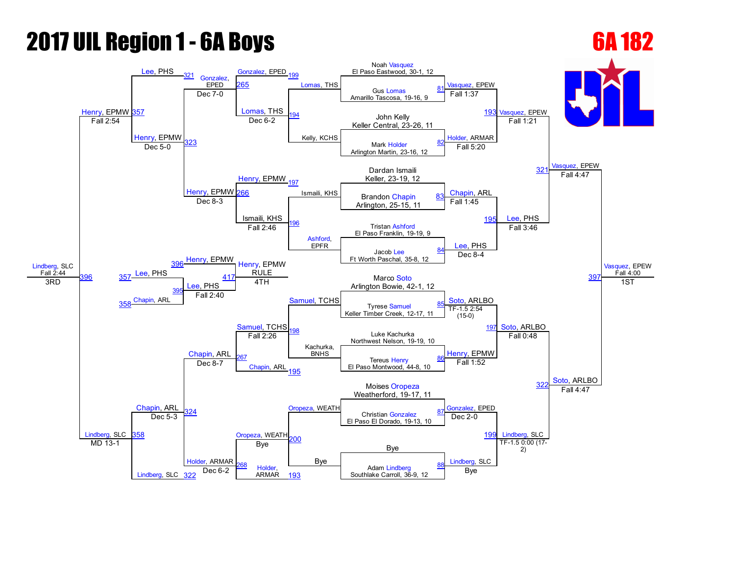# 2017 UIL Region 1 - 6A Boys

## 6A 182

### Championship Bracket

**First Round**

| Bout | Wrestler 1 | Wrestler 2 | Winner | Result |
|---|---|---|---|---|
| 81 | Noah Vasquez, El Paso Eastwood, 30-1, 12 | Gus Lomas, Amarillo Tascosa, 19-16, 9 | Vasquez, EPEW | Fall 1:37 |
| 82 | John Kelly, Keller Central, 23-26, 11 | Mark Holder, Arlington Martin, 23-16, 12 | Holder, ARMAR | Fall 5:20 |
| 83 | Dardan Ismaili, Keller, 23-19, 12 | Brandon Chapin, Arlington, 25-15, 11 | Chapin, ARL | Fall 1:45 |
| 84 | Tristan Ashford, El Paso Franklin, 19-19, 9 | Jacob Lee, Ft Worth Paschal, 35-8, 12 | Lee, PHS | Dec 8-4 |
| 85 | Marco Soto, Arlington Bowie, 42-1, 12 | Tyrese Samuel, Keller Timber Creek, 12-17, 11 | Soto, ARLBO | TF-1.5 2:54 (15-0) |
| 86 | Luke Kachurka, Northwest Nelson, 19-19, 10 | Tereus Henry, El Paso Montwood, 44-8, 10 | Henry, EPMW | Fall 1:52 |
| 87 | Moises Oropeza, Weatherford, 19-17, 11 | Christian Gonzalez, El Paso El Dorado, 19-13, 10 | Gonzalez, EPED | Dec 2-0 |
| 88 | Bye | Adam Lindberg, Southlake Carroll, 36-9, 12 | Lindberg, SLC | Bye |

**Quarterfinals**

| Bout | Winner | Result |
|---|---|---|
| 193 | Vasquez, EPEW | Fall 1:21 |
| 195 | Lee, PHS | Fall 3:46 |
| 197 | Soto, ARLBO | Fall 0:48 |
| 199 | Lindberg, SLC | TF-1.5 0:00 (17-2) |

**Semifinals**

| Bout | Winner | Result |
|---|---|---|
| 321 | Vasquez, EPEW | Fall 4:47 |
| 322 | Soto, ARLBO | Fall 4:47 |

**Final**

| Bout | Winner | Result | Place |
|---|---|---|---|
| 397 | Vasquez, EPEW | Fall 4:00 | 1ST |

### Consolation Bracket

**Consolation Round 1**

| Bout | Wrestler 1 | Wrestler 2 | Winner | Result |
|---|---|---|---|---|
| 194 | Lomas, THS | Kelly, KCHS | Lomas, THS | Dec 6-2 |
| 196 | Ismaili, KHS | Ashford, EPFR | Ismaili, KHS | Fall 2:46 |
| 198 | Samuel, TCHS | Kachurka, BNHS | Samuel, TCHS | Fall 2:26 |
| 200 | Oropeza, WEATH | Bye | Oropeza, WEATH | Bye |

**Consolation Round 2**

| Bout | Wrestler 1 | Wrestler 2 | Winner | Result |
|---|---|---|---|---|
| 265 | Gonzalez, EPED (199) | Lomas, THS | Gonzalez, EPED | Dec 7-0 |
| 266 | Henry, EPMW (197) | Ismaili, KHS | Henry, EPMW | Dec 8-3 |
| 267 | Samuel, TCHS | Chapin, ARL (195) | Chapin, ARL | Dec 8-7 |
| 268 | Oropeza, WEATH | Holder, ARMAR (193) | Holder, ARMAR | Dec 6-2 |

**Consolation Semifinals**

| Bout | Wrestler 1 | Wrestler 2 | Winner | Result |
|---|---|---|---|---|
| 323 | Lee, PHS (321) | Gonzalez, EPED | Henry, EPMW | Dec 5-0 |
| 323 | Gonzalez, EPED | Henry, EPMW | Henry, EPMW | Dec 5-0 |
| 324 | Chapin, ARL | Holder, ARMAR | Chapin, ARL | Dec 5-3 |
| 357 | Lee, PHS | Henry, EPMW | Henry, EPMW | Fall 2:54 |
| 358 | Chapin, ARL | Lindberg, SLC (322) | Lindberg, SLC | MD 13-1 |

**3rd Place**

| Bout | Wrestler 1 | Wrestler 2 | Winner | Result | Place |
|---|---|---|---|---|---|
| 396 | Henry, EPMW | Lindberg, SLC | Lindberg, SLC | Fall 2:44 | 3RD |

**Loser of 3rd Place:** Henry, EPMW — 4TH

**5th Place**

| Bout | Wrestler 1 | Wrestler 2 | Winner | Result |
|---|---|---|---|---|
| 395 | Lee, PHS (357) | Chapin, ARL (358) | Lee, PHS | Fall 2:40 |

**4th Place (True Second / Wrestle-back)**

| Bout | Wrestler 1 | Wrestler 2 | Winner | Result | Place |
|---|---|---|---|---|---|
| 417 | Henry, EPMW (396) | Lee, PHS | Henry, EPMW | RULE | 4TH |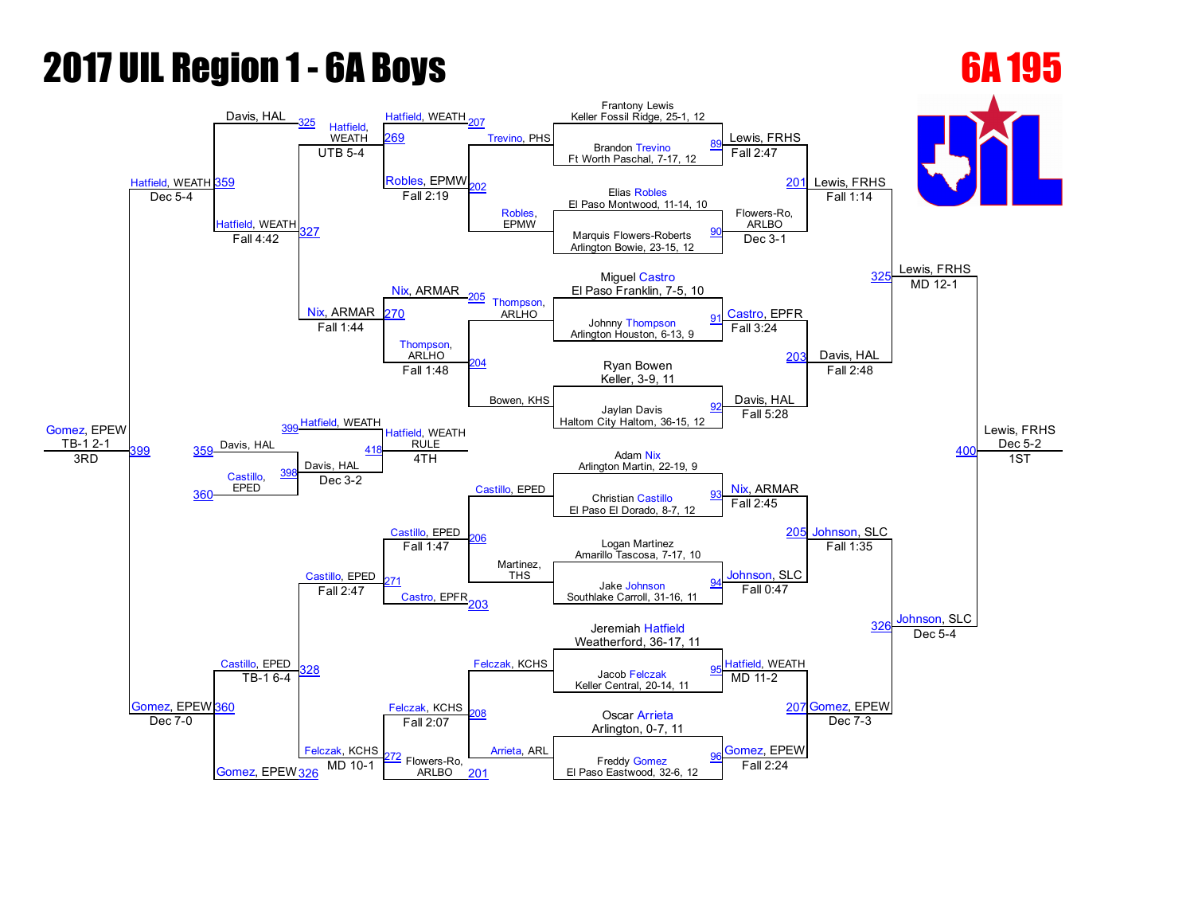# 2017 UIL Region 1 - 6A Boys

## 6A 195

### Championship Bracket — First Round

| Bout | Wrestler 1 | Wrestler 2 | Winner | Result |
|---|---|---|---|---|
| 89 | Frantony Lewis, Keller Fossil Ridge, 25-1, 12 | Brandon Trevino, Ft Worth Paschal, 7-17, 12 | Lewis, FRHS | Fall 2:47 |
| 90 | Elias Robles, El Paso Montwood, 11-14, 10 | Marquis Flowers-Roberts, Arlington Bowie, 23-15, 12 | Flowers-Ro, ARLBO | Dec 3-1 |
| 91 | Miguel Castro, El Paso Franklin, 7-5, 10 | Johnny Thompson, Arlington Houston, 6-13, 9 | Castro, EPFR | Fall 3:24 |
| 92 | Ryan Bowen, Keller, 3-9, 11 | Jaylan Davis, Haltom City Haltom, 36-15, 12 | Davis, HAL | Fall 5:28 |
| 93 | Adam Nix, Arlington Martin, 22-19, 9 | Christian Castillo, El Paso El Dorado, 8-7, 12 | Nix, ARMAR | Fall 2:45 |
| 94 | Logan Martinez, Amarillo Tascosa, 7-17, 10 | Jake Johnson, Southlake Carroll, 31-16, 11 | Johnson, SLC | Fall 0:47 |
| 95 | Jeremiah Hatfield, Weatherford, 36-17, 11 | Jacob Felczak, Keller Central, 20-14, 11 | Hatfield, WEATH | MD 11-2 |
| 96 | Oscar Arrieta, Arlington, 0-7, 11 | Freddy Gomez, El Paso Eastwood, 32-6, 12 | Gomez, EPEW | Fall 2:24 |

### Championship Quarterfinals

| Bout | Wrestler 1 | Wrestler 2 | Winner | Result |
|---|---|---|---|---|
| 201 | Lewis, FRHS | Flowers-Ro, ARLBO | Lewis, FRHS | Fall 1:14 |
| 203 | Castro, EPFR | Davis, HAL | Davis, HAL | Fall 2:48 |
| 205 | Nix, ARMAR | Johnson, SLC | Johnson, SLC | Fall 1:35 |
| 207 | Hatfield, WEATH | Gomez, EPEW | Gomez, EPEW | Dec 7-3 |

### Championship Semifinals

| Bout | Wrestler 1 | Wrestler 2 | Winner | Result |
|---|---|---|---|---|
| 325 | Lewis, FRHS | Davis, HAL | Lewis, FRHS | MD 12-1 |
| 326 | Johnson, SLC | Gomez, EPEW | Johnson, SLC | Dec 5-4 |

### Championship Final

| Bout | Wrestler 1 | Wrestler 2 | Winner | Result |
|---|---|---|---|---|
| 400 | Lewis, FRHS | Johnson, SLC | Lewis, FRHS | Dec 5-2 (1ST) |

### Consolation — First Round

| Bout | Wrestler 1 | Wrestler 2 | Winner | Result |
|---|---|---|---|---|
| 202 | Trevino, PHS | Robles, EPMW | Robles, EPMW | Fall 2:19 |
| 204 | Thompson, ARLHO | Bowen, KHS | Thompson, ARLHO | Fall 1:48 |
| 206 | Castillo, EPED | Martinez, THS | Castillo, EPED | Fall 1:47 |
| 208 | Felczak, KCHS | Arrieta, ARL | Felczak, KCHS | Fall 2:07 |

### Consolation — Second Round

| Bout | Wrestler 1 | Wrestler 2 | Winner | Result |
|---|---|---|---|---|
| 269 | Hatfield, WEATH (207) | Robles, EPMW | Hatfield, WEATH | UTB 5-4 |
| 270 | Nix, ARMAR (205) | Thompson, ARLHO | Nix, ARMAR | Fall 1:44 |
| 271 | Castillo, EPED | Castro, EPFR (203) | Castillo, EPED | Fall 2:47 |
| 272 | Felczak, KCHS | Flowers-Ro, ARLBO (201) | Felczak, KCHS | MD 10-1 |

### Consolation Quarterfinals

| Bout | Wrestler 1 | Wrestler 2 | Winner | Result |
|---|---|---|---|---|
| 327 | Davis, HAL (325) | Hatfield, WEATH | Hatfield, WEATH | Fall 4:42 |
| 328 | Castillo, EPED | Gomez, EPEW (326) | Castillo, EPED | TB-1 6-4 |

### Consolation Semifinals

| Bout | Wrestler 1 | Wrestler 2 | Winner | Result |
|---|---|---|---|---|
| 359 | Hatfield, WEATH | Nix, ARMAR | Hatfield, WEATH | Dec 5-4 |
| 360 | Castillo, EPED | Gomez, EPEW | Gomez, EPEW | Dec 7-0 |

### 3rd Place

| Bout | Wrestler 1 | Wrestler 2 | Winner | Result |
|---|---|---|---|---|
| 399 | Hatfield, WEATH | Gomez, EPEW | Gomez, EPEW | TB-1 2-1 (3RD) |

### 5th Place

| Bout | Wrestler 1 | Wrestler 2 | Winner | Result |
|---|---|---|---|---|
| 398 | Davis, HAL (359) | Castillo, EPED (360) | Davis, HAL | Dec 3-2 |

### 4th Place

| Bout | Wrestler 1 | Wrestler 2 | Winner | Result |
|---|---|---|---|---|
| 418 | Hatfield, WEATH (399) | Davis, HAL | Hatfield, WEATH | RULE (4TH) |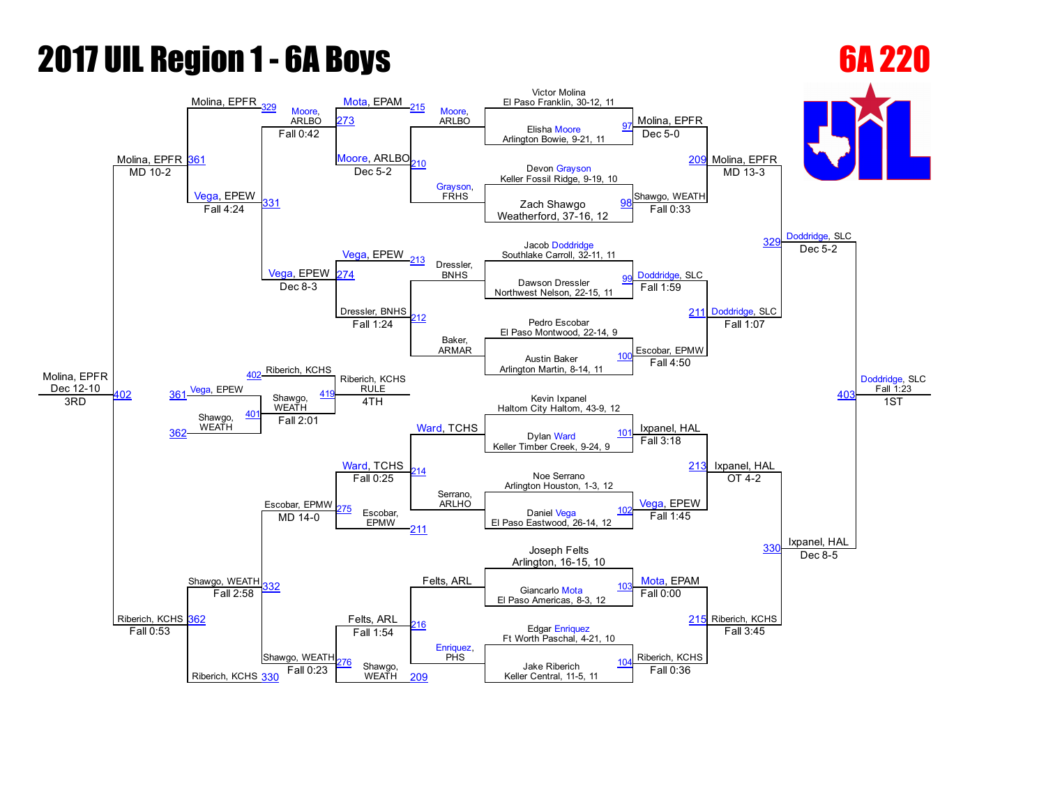# 2017 UIL Region 1 - 6A Boys

## 6A 220

### Championship Bracket

**First Round (Quarterfinals)**

| Bout | Wrestler 1 | Wrestler 2 | Winner | Result |
|---|---|---|---|---|
| 97 | Victor Molina, El Paso Franklin, 30-12, 11 | Elisha Moore, Arlington Bowie, 9-21, 11 | Molina, EPFR | Dec 5-0 |
| 98 | Devon Grayson, Keller Fossil Ridge, 9-19, 10 | Zach Shawgo, Weatherford, 37-16, 12 | Shawgo, WEATH | Fall 0:33 |
| 99 | Jacob Doddridge, Southlake Carroll, 32-11, 11 | Dawson Dressler, Northwest Nelson, 22-15, 11 | Doddridge, SLC | Fall 1:59 |
| 100 | Pedro Escobar, El Paso Montwood, 22-14, 9 | Austin Baker, Arlington Martin, 8-14, 11 | Escobar, EPMW | Fall 4:50 |
| 101 | Kevin Ixpanel, Haltom City Haltom, 43-9, 12 | Dylan Ward, Keller Timber Creek, 9-24, 9 | Ixpanel, HAL | Fall 3:18 |
| 102 | Noe Serrano, Arlington Houston, 1-3, 12 | Daniel Vega, El Paso Eastwood, 26-14, 12 | Vega, EPEW | Fall 1:45 |
| 103 | Joseph Felts, Arlington, 16-15, 10 | Giancarlo Mota, El Paso Americas, 8-3, 12 | Mota, EPAM | Fall 0:00 |
| 104 | Edgar Enriquez, Ft Worth Paschal, 4-21, 10 | Jake Riberich, Keller Central, 11-5, 11 | Riberich, KCHS | Fall 0:36 |

**Semifinals**

| Bout | Winner | Result |
|---|---|---|
| 209 | Molina, EPFR | MD 13-3 |
| 211 | Doddridge, SLC | Fall 1:07 |
| 213 | Ixpanel, HAL | OT 4-2 |
| 215 | Riberich, KCHS | Fall 3:45 |

**Finals**

| Bout | Winner | Result |
|---|---|---|
| 329 | Doddridge, SLC | Dec 5-2 |
| 330 | Ixpanel, HAL | Dec 8-5 |
| 403 | Doddridge, SLC | Fall 1:23 |

**1ST:** Doddridge, SLC

### Consolation Bracket

| Bout | Wrestlers | Winner | Result |
|---|---|---|---|
| 210 | Moore, ARLBO vs Grayson, FRHS | Moore, ARLBO | Dec 5-2 |
| 212 | Dressler, BNHS vs Baker, ARMAR | Dressler, BNHS | Fall 1:24 |
| 214 | Ward, TCHS vs Serrano, ARLHO | Ward, TCHS | Fall 0:25 |
| 216 | Felts, ARL vs Enriquez, PHS | Felts, ARL | Fall 1:54 |
| 273 | Mota, EPAM vs Moore, ARLBO | Moore, ARLBO | Fall 0:42 |
| 274 | Vega, EPEW vs Dressler, BNHS | Vega, EPEW | Dec 8-3 |
| 275 | Ward, TCHS vs Escobar, EPMW | Escobar, EPMW | MD 14-0 |
| 276 | Felts, ARL vs Shawgo, WEATH | Shawgo, WEATH | Fall 0:23 |
| 331 | Moore, ARLBO vs Vega, EPEW | Vega, EPEW | Fall 4:24 |
| 332 | Escobar, EPMW vs Shawgo, WEATH | Shawgo, WEATH | Fall 2:58 |
| 361 | Molina, EPFR vs Vega, EPEW | Molina, EPFR | MD 10-2 |
| 362 | Shawgo, WEATH vs Riberich, KCHS | Riberich, KCHS | Fall 0:53 |
| 402 | Molina, EPFR vs Riberich, KCHS | Molina, EPFR | Dec 12-10 |
| 401 | Vega, EPEW vs Shawgo, WEATH | Shawgo, WEATH | Fall 2:01 |
| 419 | Riberich, KCHS vs Shawgo, WEATH | Riberich, KCHS | RULE |

**3RD:** Molina, EPFR

**4TH:** Riberich, KCHS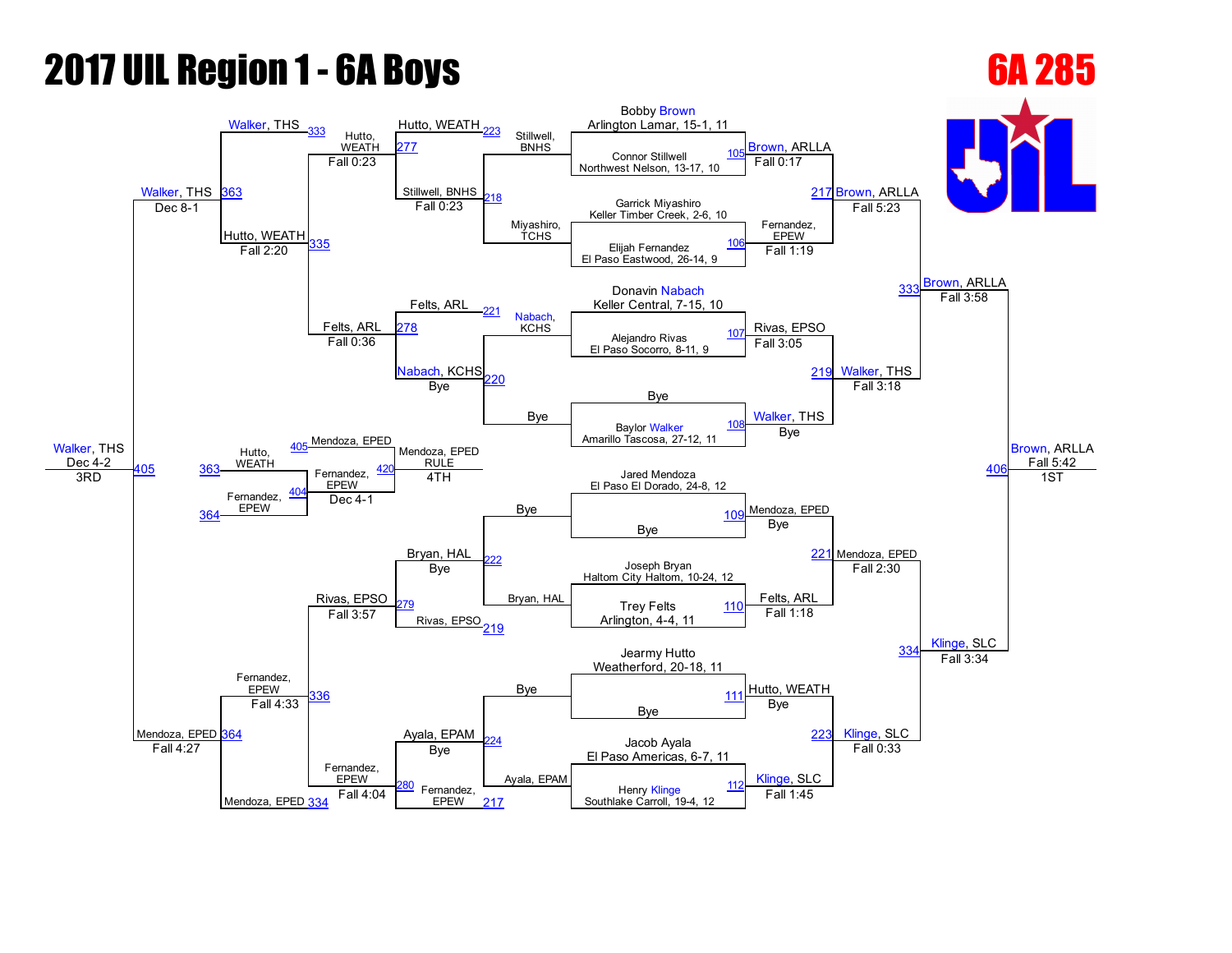# 2017 UIL Region 1 - 6A Boys

## 6A 285

### Championship Bracket – First Round

- Bobby Brown, Arlington Lamar, 15-1, 11 vs. Connor Stillwell, Northwest Nelson, 13-17, 10 — 105 — Brown, ARLLA, Fall 0:17
- Garrick Miyashiro, Keller Timber Creek, 2-6, 10 vs. Elijah Fernandez, El Paso Eastwood, 26-14, 9 — 106 — Fernandez, EPEW, Fall 1:19
- Donavin Nabach, Keller Central, 7-15, 10 vs. Alejandro Rivas, El Paso Socorro, 8-11, 9 — 107 — Rivas, EPSO, Fall 3:05
- Bye vs. Baylor Walker, Amarillo Tascosa, 27-12, 11 — 108 — Walker, THS, Bye
- Jared Mendoza, El Paso El Dorado, 24-8, 12 vs. Bye — 109 — Mendoza, EPED, Bye
- Joseph Bryan, Haltom City Haltom, 10-24, 12 vs. Trey Felts, Arlington, 4-4, 11 — 110 — Felts, ARL, Fall 1:18
- Jearmy Hutto, Weatherford, 20-18, 11 vs. Bye — 111 — Hutto, WEATH, Bye
- Jacob Ayala, El Paso Americas, 6-7, 11 vs. Henry Klinge, Southlake Carroll, 19-4, 12 — 112 — Klinge, SLC, Fall 1:45

### Quarterfinals

- 217 — Brown, ARLLA, Fall 5:23
- 219 — Walker, THS, Fall 3:18
- 221 — Mendoza, EPED, Fall 2:30
- 223 — Klinge, SLC, Fall 0:33

### Semifinals

- 333 — Brown, ARLLA, Fall 3:58
- 334 — Klinge, SLC, Fall 3:34

### Final

- 406 — Brown, ARLLA, Fall 5:42 — 1ST

### Consolation Bracket

- Stillwell, BNHS vs. Miyashiro, TCHS — 218 — Stillwell, BNHS, Fall 0:23
- Nabach, KCHS vs. Bye — 220 — Nabach, KCHS, Bye
- Bye vs. Bryan, HAL — 222 — Bryan, HAL, Bye
- Bye vs. Ayala, EPAM — 224 — Ayala, EPAM, Bye
- Hutto, WEATH (223) vs. Stillwell, BNHS — 277 — Hutto, WEATH, Fall 0:23
- Felts, ARL (221) vs. Nabach, KCHS — 278 — Felts, ARL, Fall 0:36
- Bryan, HAL vs. Rivas, EPSO (219) — 279 — Rivas, EPSO, Fall 3:57
- Ayala, EPAM vs. Fernandez, EPEW (217) — 280 — Fernandez, EPEW, Fall 4:04
- Walker, THS (333) vs. Hutto, WEATH — 335 — Hutto, WEATH, Fall 2:20
- Fernandez, EPEW vs. Mendoza, EPED (334) — 336 — Fernandez, EPEW, Fall 4:33
- Walker, THS vs. Hutto, WEATH — 363 — Walker, THS, Dec 8-1
- Mendoza, EPED vs. Fernandez, EPEW — 364 — Mendoza, EPED, Fall 4:27
- Walker, THS vs. Mendoza, EPED — 405 — Walker, THS, Dec 4-2 — 3RD

### 4th Place

- Hutto, WEATH (363) vs. Fernandez, EPEW (364) — 404 — Fernandez, EPEW
- Mendoza, EPED (405) vs. Fernandez, EPEW — 420 — Fernandez, EPEW, Dec 4-1 — Mendoza, EPED, RULE — 4TH